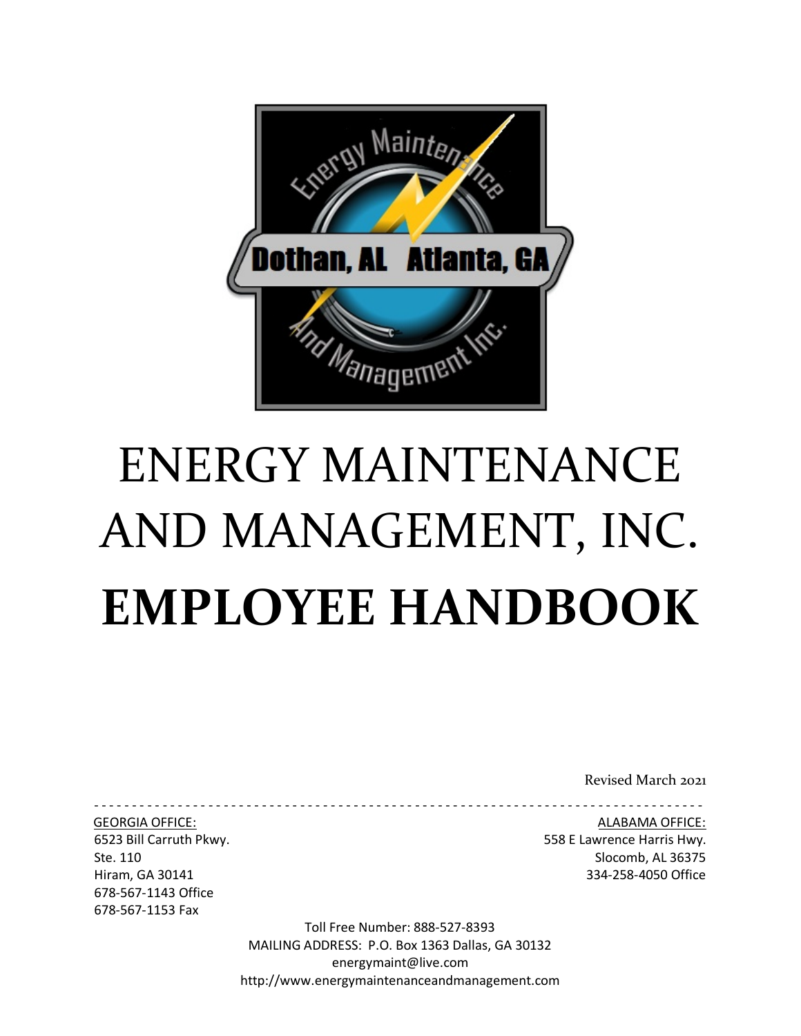# ENERGY MAINTENANCE AND MANAGEMENT, INC.

# EMPLOYEE HANDBOOK

Revised March 2021

---

GEORGIA OFFICE:
6523 Bill Carruth Pkwy.
Ste. 110
Hiram, GA 30141
678-567-1143 Office
678-567-1153 Fax

ALABAMA OFFICE:
558 E Lawrence Harris Hwy.
Slocomb, AL 36375
334-258-4050 Office

Toll Free Number: 888-527-8393
MAILING ADDRESS: P.O. Box 1363 Dallas, GA 30132
energymaint@live.com
http://www.energymaintenanceandmanagement.com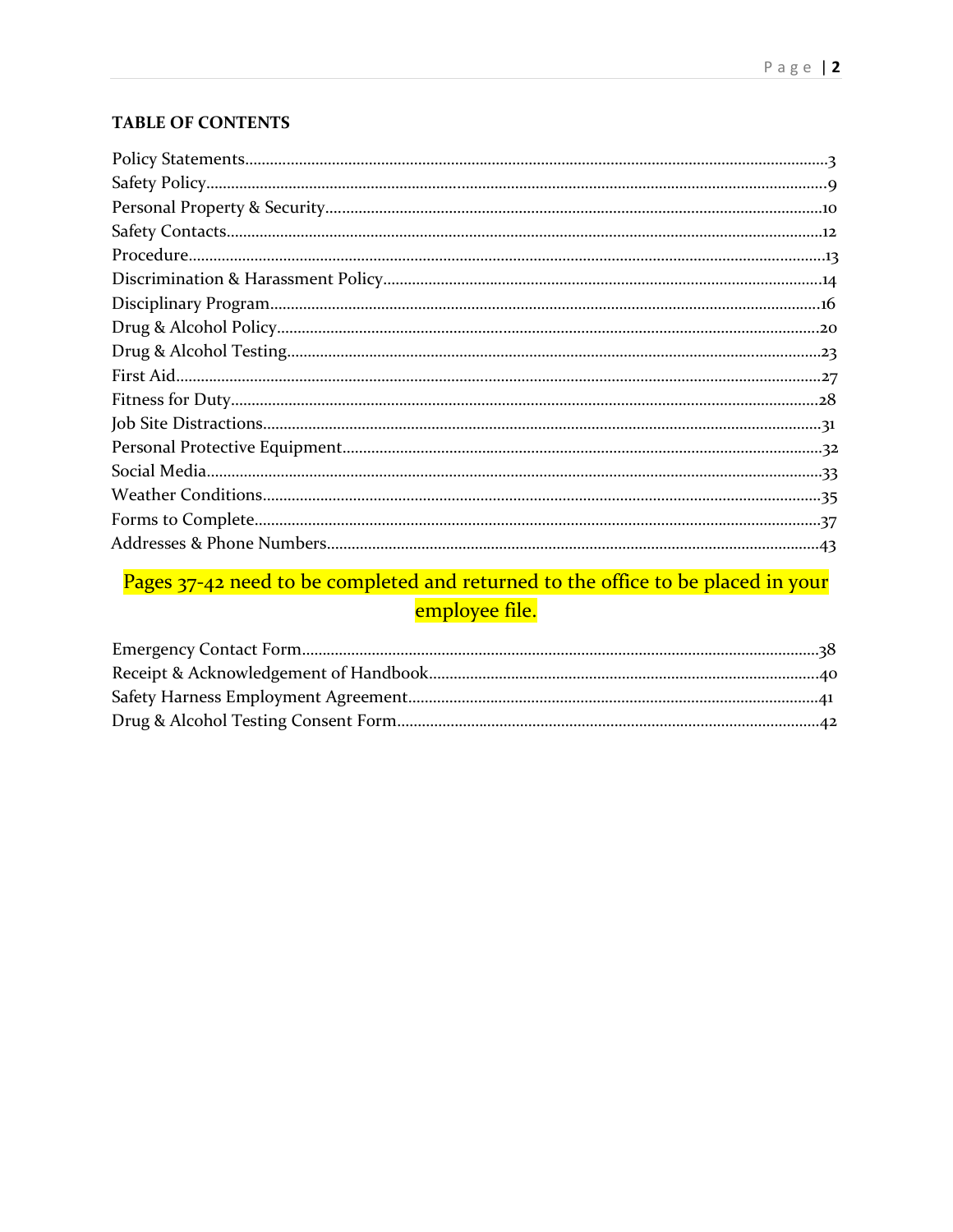## TABLE OF CONTENTS

Policy Statements....................3
Safety Policy....................9
Personal Property & Security....................10
Safety Contacts....................12
Procedure....................13
Discrimination & Harassment Policy....................14
Disciplinary Program....................16
Drug & Alcohol Policy....................20
Drug & Alcohol Testing....................23
First Aid....................27
Fitness for Duty....................28
Job Site Distractions....................31
Personal Protective Equipment....................32
Social Media....................33
Weather Conditions....................35
Forms to Complete....................37
Addresses & Phone Numbers....................43

Pages 37-42 need to be completed and returned to the office to be placed in your employee file.

Emergency Contact Form....................38
Receipt & Acknowledgement of Handbook....................40
Safety Harness Employment Agreement....................41
Drug & Alcohol Testing Consent Form....................42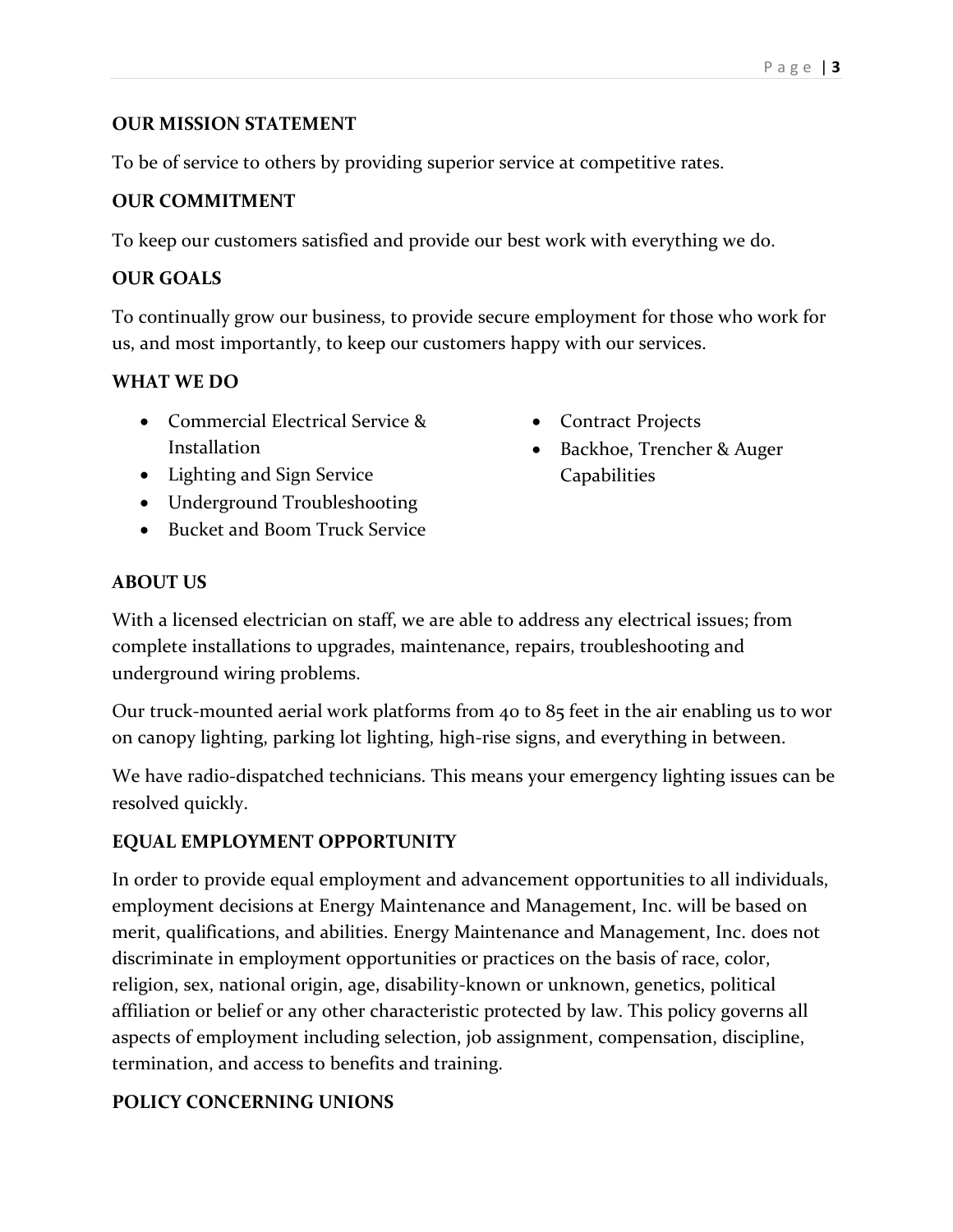**OUR MISSION STATEMENT**

To be of service to others by providing superior service at competitive rates.

**OUR COMMITMENT**

To keep our customers satisfied and provide our best work with everything we do.

**OUR GOALS**

To continually grow our business, to provide secure employment for those who work for us, and most importantly, to keep our customers happy with our services.

**WHAT WE DO**

- Commercial Electrical Service & Installation
- Lighting and Sign Service
- Underground Troubleshooting
- Bucket and Boom Truck Service
- Contract Projects
- Backhoe, Trencher & Auger Capabilities

**ABOUT US**

With a licensed electrician on staff, we are able to address any electrical issues; from complete installations to upgrades, maintenance, repairs, troubleshooting and underground wiring problems.

Our truck-mounted aerial work platforms from 40 to 85 feet in the air enabling us to wor on canopy lighting, parking lot lighting, high-rise signs, and everything in between.

We have radio-dispatched technicians. This means your emergency lighting issues can be resolved quickly.

**EQUAL EMPLOYMENT OPPORTUNITY**

In order to provide equal employment and advancement opportunities to all individuals, employment decisions at Energy Maintenance and Management, Inc. will be based on merit, qualifications, and abilities. Energy Maintenance and Management, Inc. does not discriminate in employment opportunities or practices on the basis of race, color, religion, sex, national origin, age, disability-known or unknown, genetics, political affiliation or belief or any other characteristic protected by law. This policy governs all aspects of employment including selection, job assignment, compensation, discipline, termination, and access to benefits and training.

**POLICY CONCERNING UNIONS**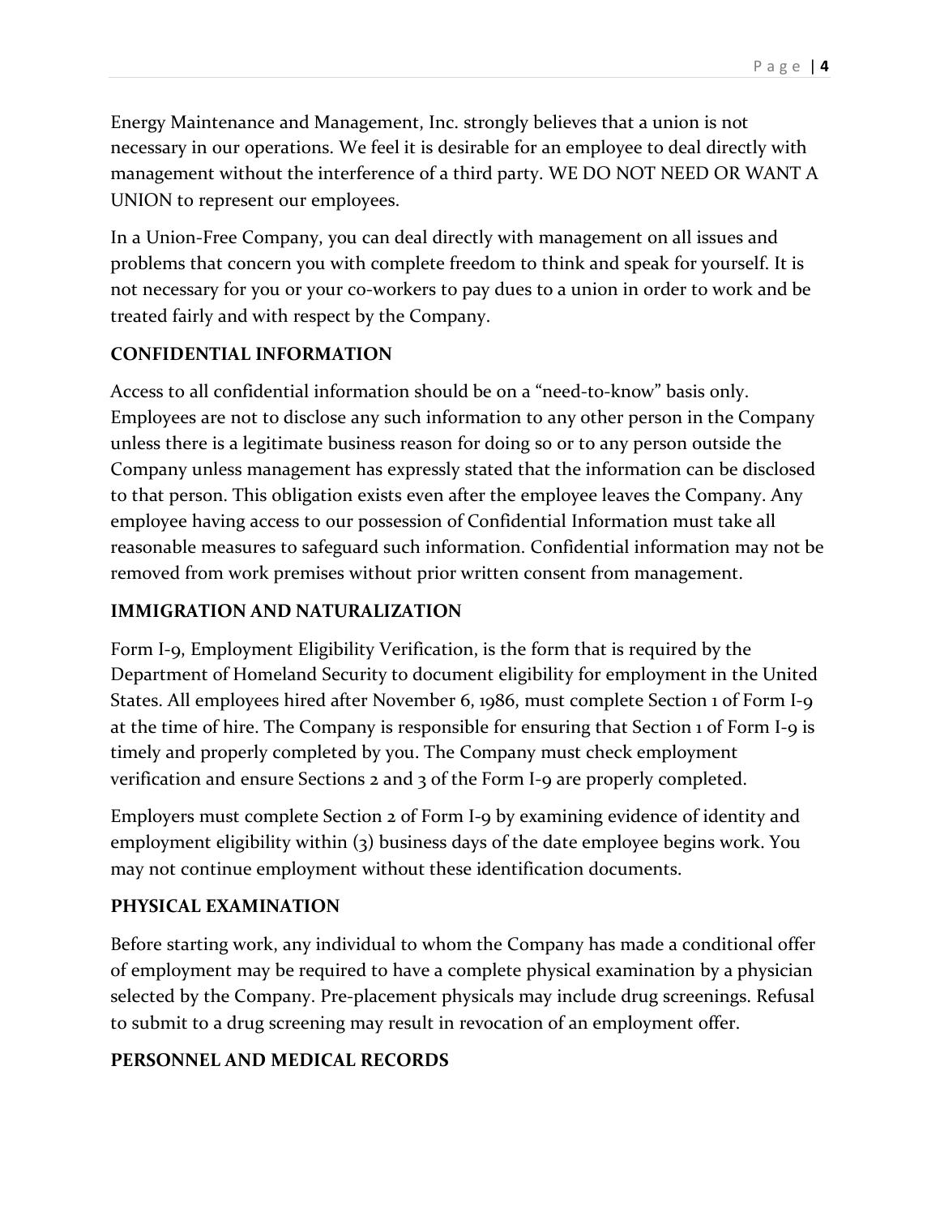Energy Maintenance and Management, Inc. strongly believes that a union is not necessary in our operations. We feel it is desirable for an employee to deal directly with management without the interference of a third party. WE DO NOT NEED OR WANT A UNION to represent our employees.

In a Union-Free Company, you can deal directly with management on all issues and problems that concern you with complete freedom to think and speak for yourself. It is not necessary for you or your co-workers to pay dues to a union in order to work and be treated fairly and with respect by the Company.

**CONFIDENTIAL INFORMATION**

Access to all confidential information should be on a "need-to-know" basis only. Employees are not to disclose any such information to any other person in the Company unless there is a legitimate business reason for doing so or to any person outside the Company unless management has expressly stated that the information can be disclosed to that person. This obligation exists even after the employee leaves the Company. Any employee having access to our possession of Confidential Information must take all reasonable measures to safeguard such information. Confidential information may not be removed from work premises without prior written consent from management.

**IMMIGRATION AND NATURALIZATION**

Form I-9, Employment Eligibility Verification, is the form that is required by the Department of Homeland Security to document eligibility for employment in the United States. All employees hired after November 6, 1986, must complete Section 1 of Form I-9 at the time of hire. The Company is responsible for ensuring that Section 1 of Form I-9 is timely and properly completed by you. The Company must check employment verification and ensure Sections 2 and 3 of the Form I-9 are properly completed.

Employers must complete Section 2 of Form I-9 by examining evidence of identity and employment eligibility within (3) business days of the date employee begins work. You may not continue employment without these identification documents.

**PHYSICAL EXAMINATION**

Before starting work, any individual to whom the Company has made a conditional offer of employment may be required to have a complete physical examination by a physician selected by the Company. Pre-placement physicals may include drug screenings. Refusal to submit to a drug screening may result in revocation of an employment offer.

**PERSONNEL AND MEDICAL RECORDS**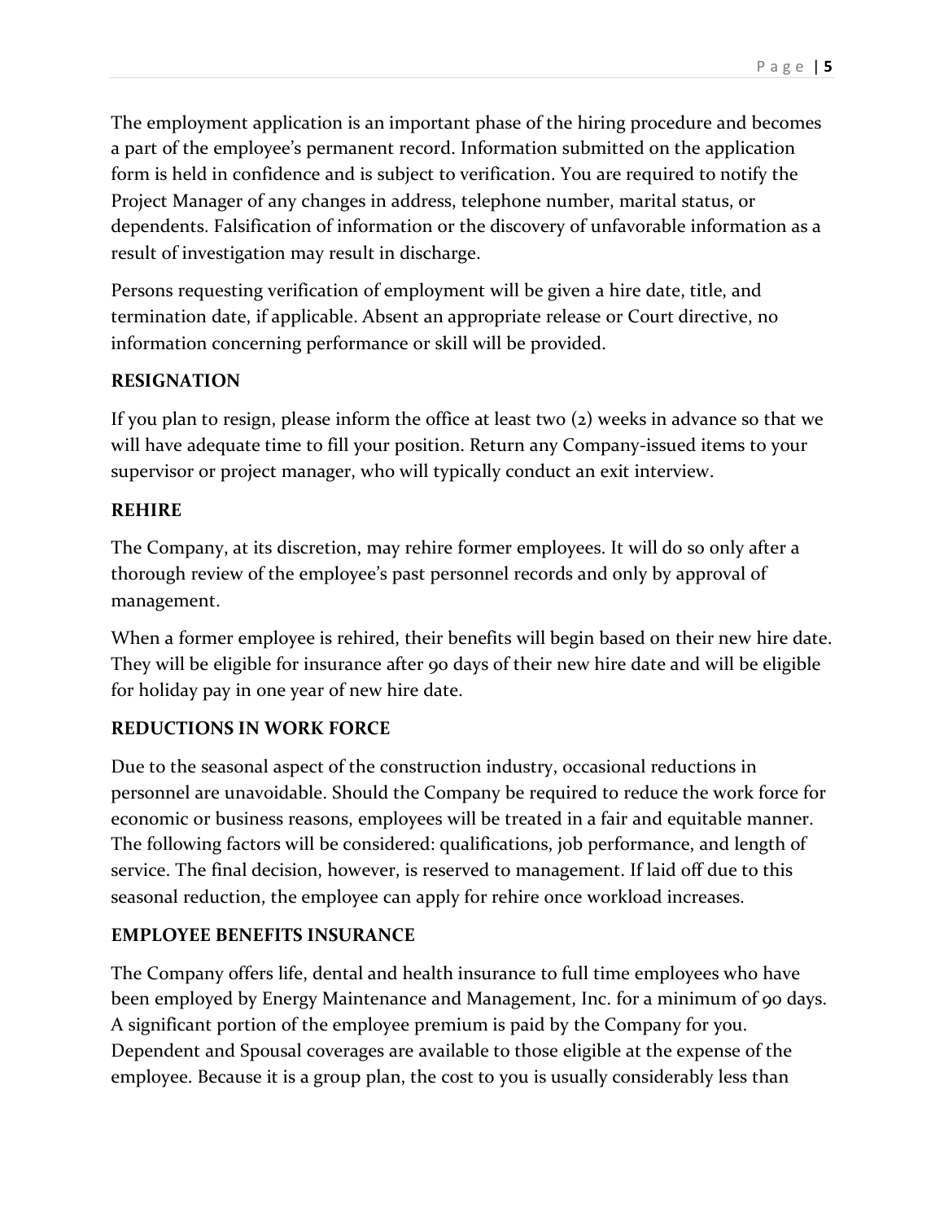The employment application is an important phase of the hiring procedure and becomes a part of the employee's permanent record. Information submitted on the application form is held in confidence and is subject to verification. You are required to notify the Project Manager of any changes in address, telephone number, marital status, or dependents. Falsification of information or the discovery of unfavorable information as a result of investigation may result in discharge.

Persons requesting verification of employment will be given a hire date, title, and termination date, if applicable. Absent an appropriate release or Court directive, no information concerning performance or skill will be provided.

**RESIGNATION**

If you plan to resign, please inform the office at least two (2) weeks in advance so that we will have adequate time to fill your position. Return any Company-issued items to your supervisor or project manager, who will typically conduct an exit interview.

**REHIRE**

The Company, at its discretion, may rehire former employees. It will do so only after a thorough review of the employee's past personnel records and only by approval of management.

When a former employee is rehired, their benefits will begin based on their new hire date. They will be eligible for insurance after 90 days of their new hire date and will be eligible for holiday pay in one year of new hire date.

**REDUCTIONS IN WORK FORCE**

Due to the seasonal aspect of the construction industry, occasional reductions in personnel are unavoidable. Should the Company be required to reduce the work force for economic or business reasons, employees will be treated in a fair and equitable manner. The following factors will be considered: qualifications, job performance, and length of service. The final decision, however, is reserved to management. If laid off due to this seasonal reduction, the employee can apply for rehire once workload increases.

**EMPLOYEE BENEFITS INSURANCE**

The Company offers life, dental and health insurance to full time employees who have been employed by Energy Maintenance and Management, Inc. for a minimum of 90 days. A significant portion of the employee premium is paid by the Company for you. Dependent and Spousal coverages are available to those eligible at the expense of the employee. Because it is a group plan, the cost to you is usually considerably less than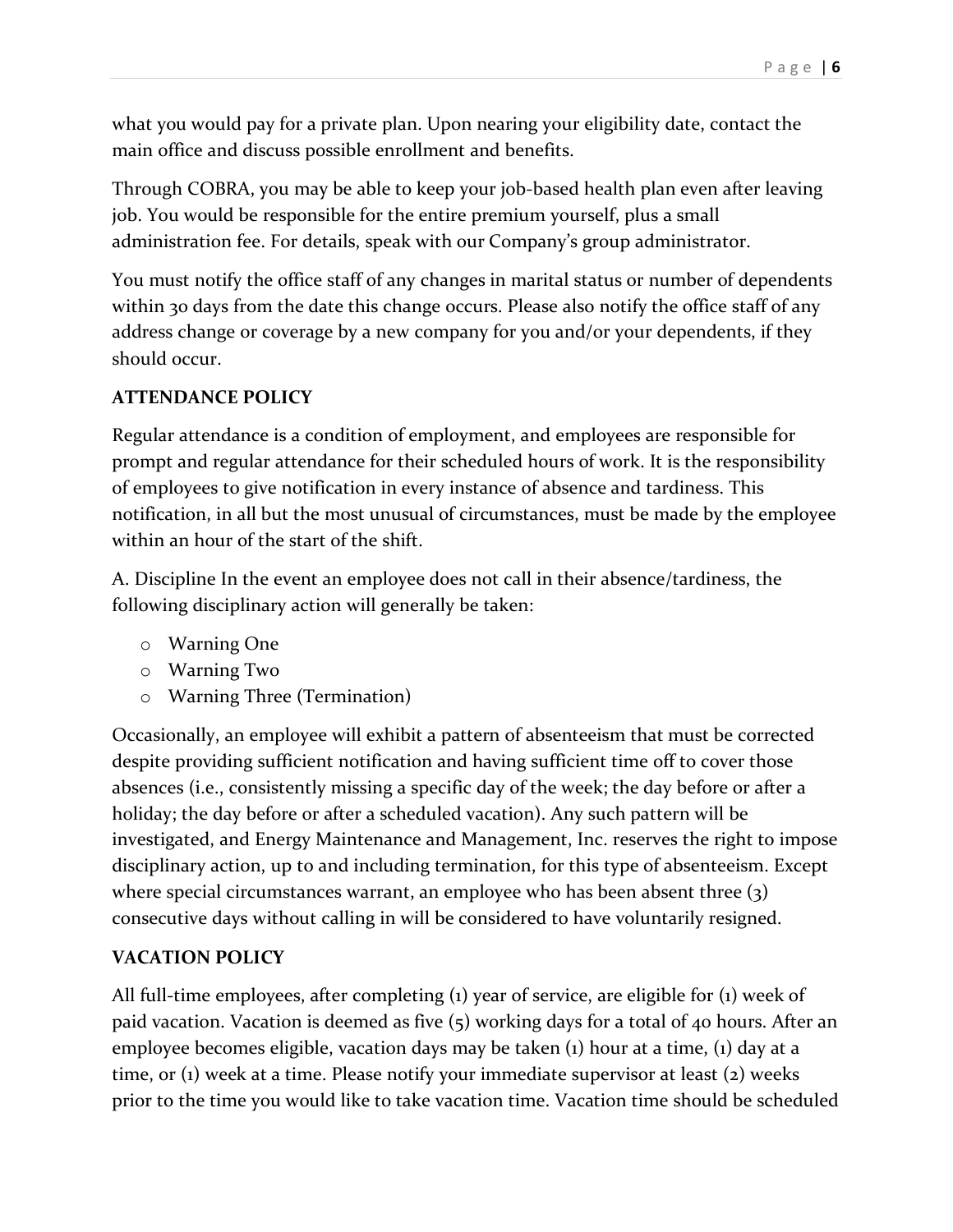what you would pay for a private plan. Upon nearing your eligibility date, contact the main office and discuss possible enrollment and benefits.

Through COBRA, you may be able to keep your job-based health plan even after leaving job. You would be responsible for the entire premium yourself, plus a small administration fee. For details, speak with our Company's group administrator.

You must notify the office staff of any changes in marital status or number of dependents within 30 days from the date this change occurs. Please also notify the office staff of any address change or coverage by a new company for you and/or your dependents, if they should occur.

**ATTENDANCE POLICY**

Regular attendance is a condition of employment, and employees are responsible for prompt and regular attendance for their scheduled hours of work. It is the responsibility of employees to give notification in every instance of absence and tardiness. This notification, in all but the most unusual of circumstances, must be made by the employee within an hour of the start of the shift.

A. Discipline In the event an employee does not call in their absence/tardiness, the following disciplinary action will generally be taken:

- Warning One
- Warning Two
- Warning Three (Termination)

Occasionally, an employee will exhibit a pattern of absenteeism that must be corrected despite providing sufficient notification and having sufficient time off to cover those absences (i.e., consistently missing a specific day of the week; the day before or after a holiday; the day before or after a scheduled vacation). Any such pattern will be investigated, and Energy Maintenance and Management, Inc. reserves the right to impose disciplinary action, up to and including termination, for this type of absenteeism. Except where special circumstances warrant, an employee who has been absent three (3) consecutive days without calling in will be considered to have voluntarily resigned.

**VACATION POLICY**

All full-time employees, after completing (1) year of service, are eligible for (1) week of paid vacation. Vacation is deemed as five (5) working days for a total of 40 hours. After an employee becomes eligible, vacation days may be taken (1) hour at a time, (1) day at a time, or (1) week at a time. Please notify your immediate supervisor at least (2) weeks prior to the time you would like to take vacation time. Vacation time should be scheduled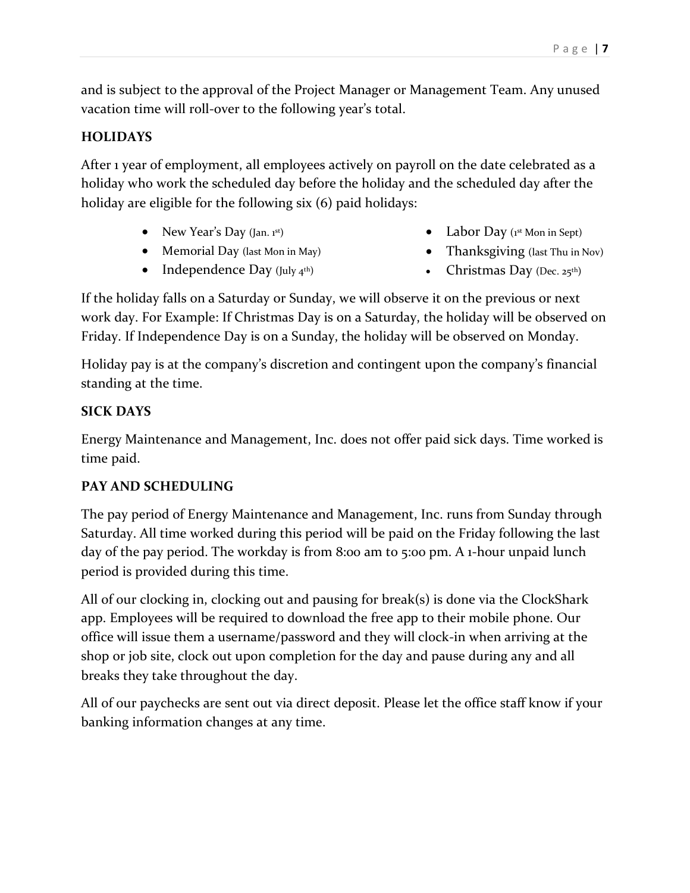and is subject to the approval of the Project Manager or Management Team. Any unused vacation time will roll-over to the following year's total.

**HOLIDAYS**

After 1 year of employment, all employees actively on payroll on the date celebrated as a holiday who work the scheduled day before the holiday and the scheduled day after the holiday are eligible for the following six (6) paid holidays:

- New Year's Day (Jan. 1st)
- Memorial Day (last Mon in May)
- Independence Day (July 4th)
- Labor Day (1st Mon in Sept)
- Thanksgiving (last Thu in Nov)
- Christmas Day (Dec. 25th)

If the holiday falls on a Saturday or Sunday, we will observe it on the previous or next work day. For Example: If Christmas Day is on a Saturday, the holiday will be observed on Friday. If Independence Day is on a Sunday, the holiday will be observed on Monday.

Holiday pay is at the company's discretion and contingent upon the company's financial standing at the time.

**SICK DAYS**

Energy Maintenance and Management, Inc. does not offer paid sick days. Time worked is time paid.

**PAY AND SCHEDULING**

The pay period of Energy Maintenance and Management, Inc. runs from Sunday through Saturday. All time worked during this period will be paid on the Friday following the last day of the pay period. The workday is from 8:00 am to 5:00 pm. A 1-hour unpaid lunch period is provided during this time.

All of our clocking in, clocking out and pausing for break(s) is done via the ClockShark app. Employees will be required to download the free app to their mobile phone. Our office will issue them a username/password and they will clock-in when arriving at the shop or job site, clock out upon completion for the day and pause during any and all breaks they take throughout the day.

All of our paychecks are sent out via direct deposit. Please let the office staff know if your banking information changes at any time.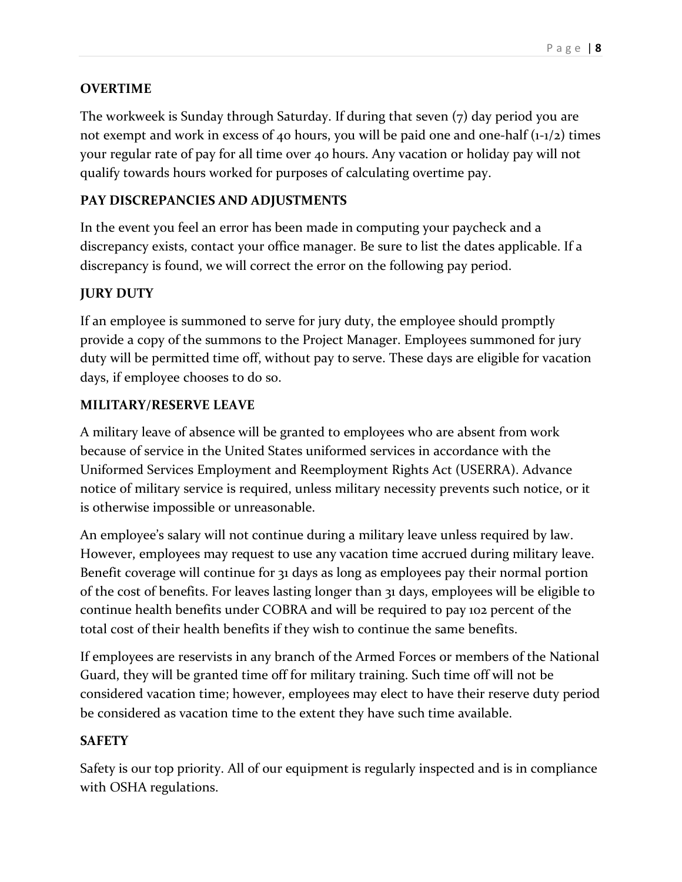## OVERTIME

The workweek is Sunday through Saturday. If during that seven (7) day period you are not exempt and work in excess of 40 hours, you will be paid one and one-half (1-1/2) times your regular rate of pay for all time over 40 hours. Any vacation or holiday pay will not qualify towards hours worked for purposes of calculating overtime pay.

## PAY DISCREPANCIES AND ADJUSTMENTS

In the event you feel an error has been made in computing your paycheck and a discrepancy exists, contact your office manager. Be sure to list the dates applicable. If a discrepancy is found, we will correct the error on the following pay period.

## JURY DUTY

If an employee is summoned to serve for jury duty, the employee should promptly provide a copy of the summons to the Project Manager. Employees summoned for jury duty will be permitted time off, without pay to serve. These days are eligible for vacation days, if employee chooses to do so.

## MILITARY/RESERVE LEAVE

A military leave of absence will be granted to employees who are absent from work because of service in the United States uniformed services in accordance with the Uniformed Services Employment and Reemployment Rights Act (USERRA). Advance notice of military service is required, unless military necessity prevents such notice, or it is otherwise impossible or unreasonable.

An employee's salary will not continue during a military leave unless required by law. However, employees may request to use any vacation time accrued during military leave. Benefit coverage will continue for 31 days as long as employees pay their normal portion of the cost of benefits. For leaves lasting longer than 31 days, employees will be eligible to continue health benefits under COBRA and will be required to pay 102 percent of the total cost of their health benefits if they wish to continue the same benefits.

If employees are reservists in any branch of the Armed Forces or members of the National Guard, they will be granted time off for military training. Such time off will not be considered vacation time; however, employees may elect to have their reserve duty period be considered as vacation time to the extent they have such time available.

## SAFETY

Safety is our top priority. All of our equipment is regularly inspected and is in compliance with OSHA regulations.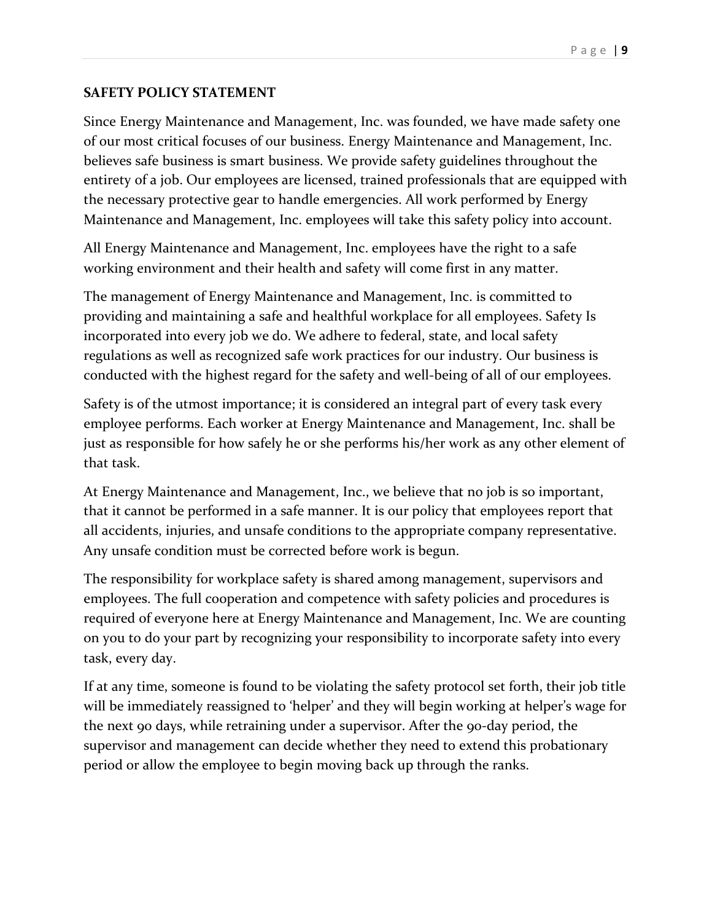## SAFETY POLICY STATEMENT

Since Energy Maintenance and Management, Inc. was founded, we have made safety one of our most critical focuses of our business. Energy Maintenance and Management, Inc. believes safe business is smart business. We provide safety guidelines throughout the entirety of a job. Our employees are licensed, trained professionals that are equipped with the necessary protective gear to handle emergencies. All work performed by Energy Maintenance and Management, Inc. employees will take this safety policy into account.

All Energy Maintenance and Management, Inc. employees have the right to a safe working environment and their health and safety will come first in any matter.

The management of Energy Maintenance and Management, Inc. is committed to providing and maintaining a safe and healthful workplace for all employees. Safety Is incorporated into every job we do. We adhere to federal, state, and local safety regulations as well as recognized safe work practices for our industry. Our business is conducted with the highest regard for the safety and well-being of all of our employees.

Safety is of the utmost importance; it is considered an integral part of every task every employee performs. Each worker at Energy Maintenance and Management, Inc. shall be just as responsible for how safely he or she performs his/her work as any other element of that task.

At Energy Maintenance and Management, Inc., we believe that no job is so important, that it cannot be performed in a safe manner. It is our policy that employees report that all accidents, injuries, and unsafe conditions to the appropriate company representative. Any unsafe condition must be corrected before work is begun.

The responsibility for workplace safety is shared among management, supervisors and employees. The full cooperation and competence with safety policies and procedures is required of everyone here at Energy Maintenance and Management, Inc. We are counting on you to do your part by recognizing your responsibility to incorporate safety into every task, every day.

If at any time, someone is found to be violating the safety protocol set forth, their job title will be immediately reassigned to 'helper' and they will begin working at helper's wage for the next 90 days, while retraining under a supervisor. After the 90-day period, the supervisor and management can decide whether they need to extend this probationary period or allow the employee to begin moving back up through the ranks.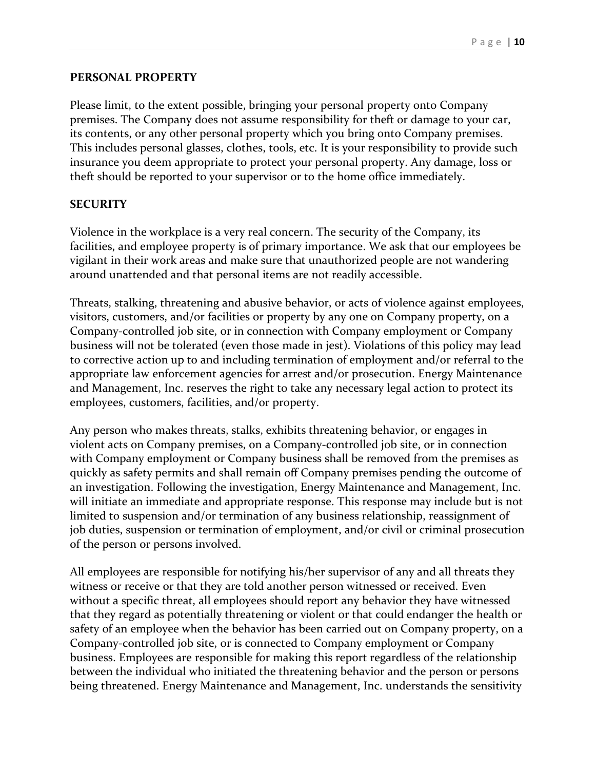## PERSONAL PROPERTY

Please limit, to the extent possible, bringing your personal property onto Company premises. The Company does not assume responsibility for theft or damage to your car, its contents, or any other personal property which you bring onto Company premises. This includes personal glasses, clothes, tools, etc. It is your responsibility to provide such insurance you deem appropriate to protect your personal property. Any damage, loss or theft should be reported to your supervisor or to the home office immediately.

## SECURITY

Violence in the workplace is a very real concern. The security of the Company, its facilities, and employee property is of primary importance. We ask that our employees be vigilant in their work areas and make sure that unauthorized people are not wandering around unattended and that personal items are not readily accessible.

Threats, stalking, threatening and abusive behavior, or acts of violence against employees, visitors, customers, and/or facilities or property by any one on Company property, on a Company-controlled job site, or in connection with Company employment or Company business will not be tolerated (even those made in jest). Violations of this policy may lead to corrective action up to and including termination of employment and/or referral to the appropriate law enforcement agencies for arrest and/or prosecution. Energy Maintenance and Management, Inc. reserves the right to take any necessary legal action to protect its employees, customers, facilities, and/or property.

Any person who makes threats, stalks, exhibits threatening behavior, or engages in violent acts on Company premises, on a Company-controlled job site, or in connection with Company employment or Company business shall be removed from the premises as quickly as safety permits and shall remain off Company premises pending the outcome of an investigation. Following the investigation, Energy Maintenance and Management, Inc. will initiate an immediate and appropriate response. This response may include but is not limited to suspension and/or termination of any business relationship, reassignment of job duties, suspension or termination of employment, and/or civil or criminal prosecution of the person or persons involved.

All employees are responsible for notifying his/her supervisor of any and all threats they witness or receive or that they are told another person witnessed or received. Even without a specific threat, all employees should report any behavior they have witnessed that they regard as potentially threatening or violent or that could endanger the health or safety of an employee when the behavior has been carried out on Company property, on a Company-controlled job site, or is connected to Company employment or Company business. Employees are responsible for making this report regardless of the relationship between the individual who initiated the threatening behavior and the person or persons being threatened. Energy Maintenance and Management, Inc. understands the sensitivity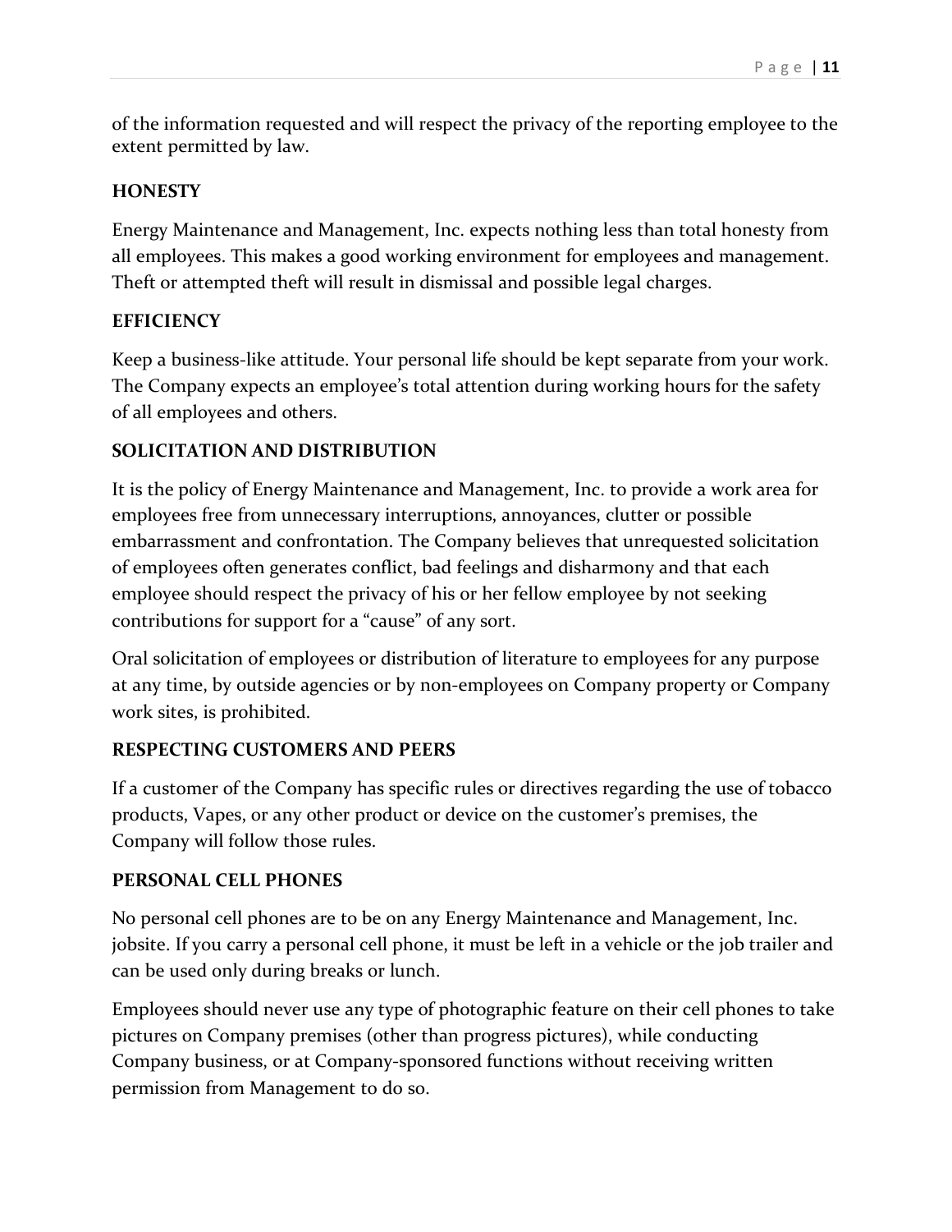of the information requested and will respect the privacy of the reporting employee to the extent permitted by law.

**HONESTY**

Energy Maintenance and Management, Inc. expects nothing less than total honesty from all employees. This makes a good working environment for employees and management. Theft or attempted theft will result in dismissal and possible legal charges.

**EFFICIENCY**

Keep a business-like attitude. Your personal life should be kept separate from your work. The Company expects an employee's total attention during working hours for the safety of all employees and others.

**SOLICITATION AND DISTRIBUTION**

It is the policy of Energy Maintenance and Management, Inc. to provide a work area for employees free from unnecessary interruptions, annoyances, clutter or possible embarrassment and confrontation. The Company believes that unrequested solicitation of employees often generates conflict, bad feelings and disharmony and that each employee should respect the privacy of his or her fellow employee by not seeking contributions for support for a "cause" of any sort.

Oral solicitation of employees or distribution of literature to employees for any purpose at any time, by outside agencies or by non-employees on Company property or Company work sites, is prohibited.

**RESPECTING CUSTOMERS AND PEERS**

If a customer of the Company has specific rules or directives regarding the use of tobacco products, Vapes, or any other product or device on the customer's premises, the Company will follow those rules.

**PERSONAL CELL PHONES**

No personal cell phones are to be on any Energy Maintenance and Management, Inc. jobsite. If you carry a personal cell phone, it must be left in a vehicle or the job trailer and can be used only during breaks or lunch.

Employees should never use any type of photographic feature on their cell phones to take pictures on Company premises (other than progress pictures), while conducting Company business, or at Company-sponsored functions without receiving written permission from Management to do so.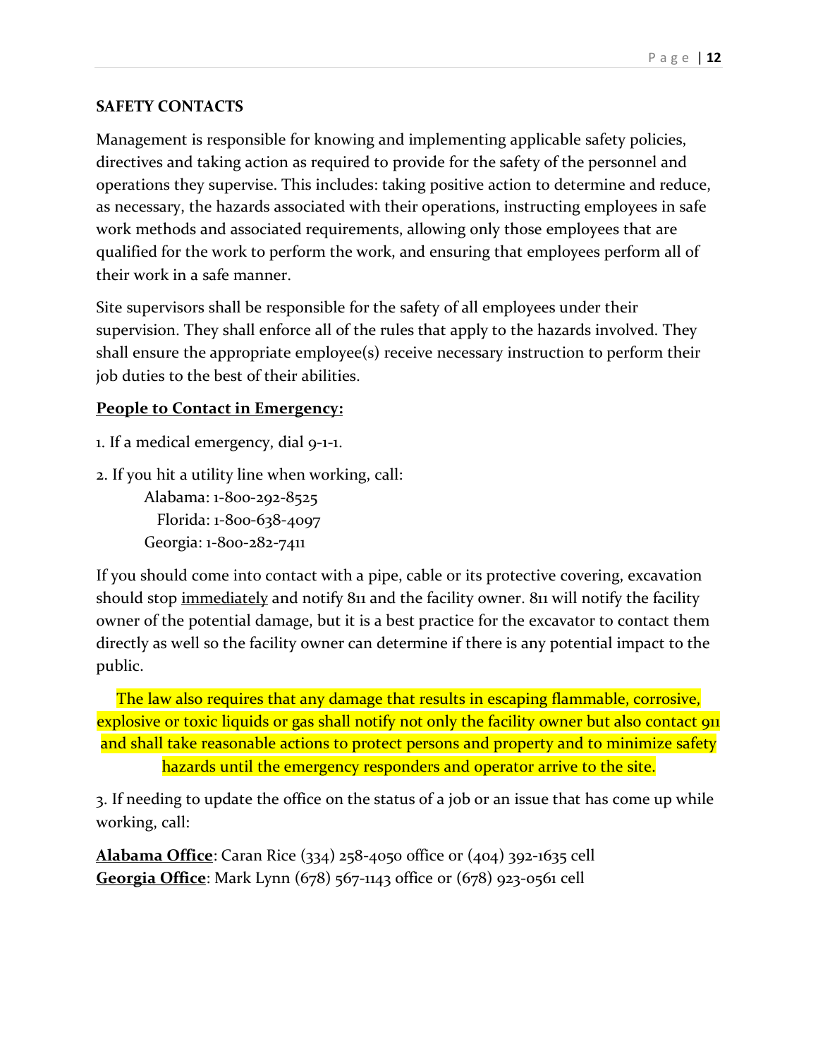## SAFETY CONTACTS

Management is responsible for knowing and implementing applicable safety policies, directives and taking action as required to provide for the safety of the personnel and operations they supervise. This includes: taking positive action to determine and reduce, as necessary, the hazards associated with their operations, instructing employees in safe work methods and associated requirements, allowing only those employees that are qualified for the work to perform the work, and ensuring that employees perform all of their work in a safe manner.

Site supervisors shall be responsible for the safety of all employees under their supervision. They shall enforce all of the rules that apply to the hazards involved. They shall ensure the appropriate employee(s) receive necessary instruction to perform their job duties to the best of their abilities.

### People to Contact in Emergency:

1. If a medical emergency, dial 9-1-1.

2. If you hit a utility line when working, call:

   Alabama: 1-800-292-8525
   Florida: 1-800-638-4097
   Georgia: 1-800-282-7411

If you should come into contact with a pipe, cable or its protective covering, excavation should stop immediately and notify 811 and the facility owner. 811 will notify the facility owner of the potential damage, but it is a best practice for the excavator to contact them directly as well so the facility owner can determine if there is any potential impact to the public.

The law also requires that any damage that results in escaping flammable, corrosive, explosive or toxic liquids or gas shall notify not only the facility owner but also contact 911 and shall take reasonable actions to protect persons and property and to minimize safety hazards until the emergency responders and operator arrive to the site.

3. If needing to update the office on the status of a job or an issue that has come up while working, call:

**Alabama Office**: Caran Rice (334) 258-4050 office or (404) 392-1635 cell
**Georgia Office**: Mark Lynn (678) 567-1143 office or (678) 923-0561 cell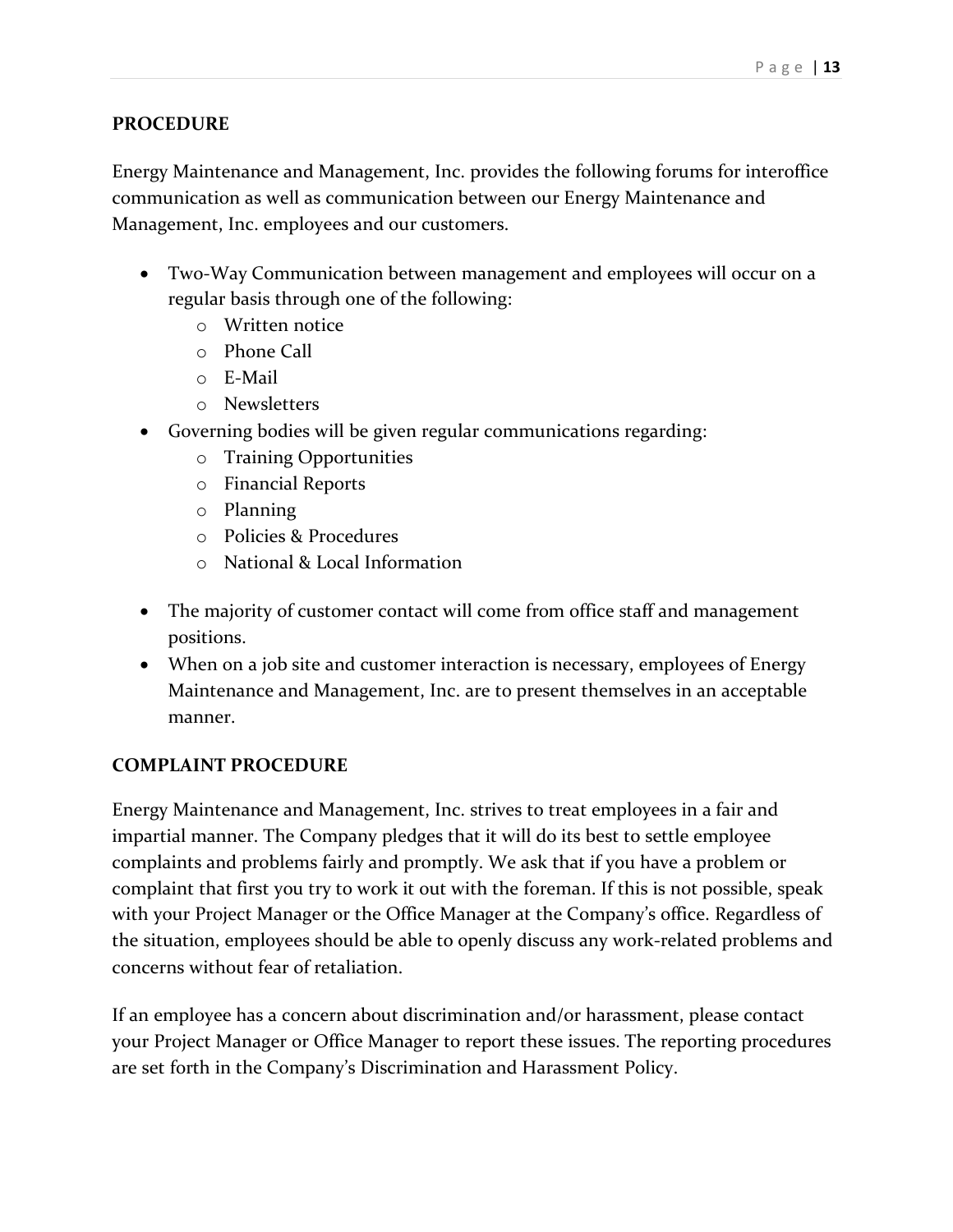## PROCEDURE

Energy Maintenance and Management, Inc. provides the following forums for interoffice communication as well as communication between our Energy Maintenance and Management, Inc. employees and our customers.

- Two-Way Communication between management and employees will occur on a regular basis through one of the following:
  - Written notice
  - Phone Call
  - E-Mail
  - Newsletters
- Governing bodies will be given regular communications regarding:
  - Training Opportunities
  - Financial Reports
  - Planning
  - Policies & Procedures
  - National & Local Information
- The majority of customer contact will come from office staff and management positions.
- When on a job site and customer interaction is necessary, employees of Energy Maintenance and Management, Inc. are to present themselves in an acceptable manner.

## COMPLAINT PROCEDURE

Energy Maintenance and Management, Inc. strives to treat employees in a fair and impartial manner. The Company pledges that it will do its best to settle employee complaints and problems fairly and promptly. We ask that if you have a problem or complaint that first you try to work it out with the foreman. If this is not possible, speak with your Project Manager or the Office Manager at the Company's office. Regardless of the situation, employees should be able to openly discuss any work-related problems and concerns without fear of retaliation.

If an employee has a concern about discrimination and/or harassment, please contact your Project Manager or Office Manager to report these issues. The reporting procedures are set forth in the Company's Discrimination and Harassment Policy.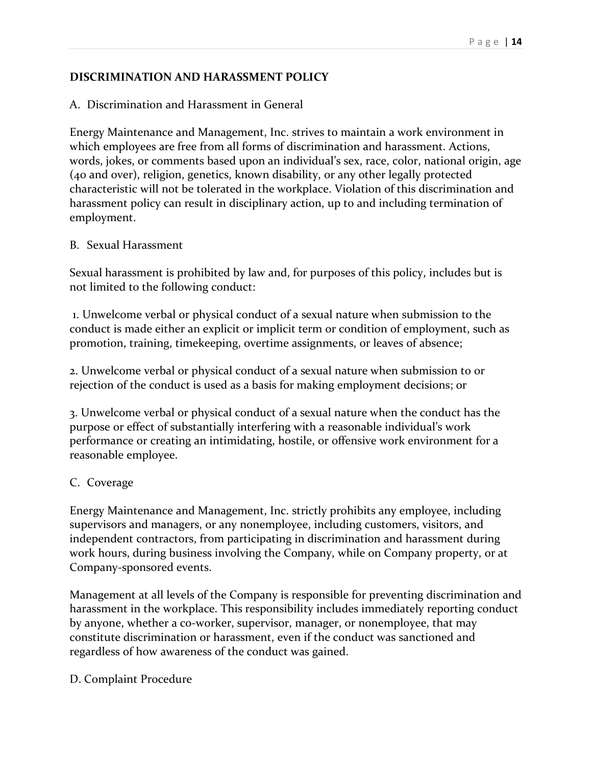## DISCRIMINATION AND HARASSMENT POLICY

A. Discrimination and Harassment in General

Energy Maintenance and Management, Inc. strives to maintain a work environment in which employees are free from all forms of discrimination and harassment. Actions, words, jokes, or comments based upon an individual's sex, race, color, national origin, age (40 and over), religion, genetics, known disability, or any other legally protected characteristic will not be tolerated in the workplace. Violation of this discrimination and harassment policy can result in disciplinary action, up to and including termination of employment.

B. Sexual Harassment

Sexual harassment is prohibited by law and, for purposes of this policy, includes but is not limited to the following conduct:

1. Unwelcome verbal or physical conduct of a sexual nature when submission to the conduct is made either an explicit or implicit term or condition of employment, such as promotion, training, timekeeping, overtime assignments, or leaves of absence;

2. Unwelcome verbal or physical conduct of a sexual nature when submission to or rejection of the conduct is used as a basis for making employment decisions; or

3. Unwelcome verbal or physical conduct of a sexual nature when the conduct has the purpose or effect of substantially interfering with a reasonable individual's work performance or creating an intimidating, hostile, or offensive work environment for a reasonable employee.

C. Coverage

Energy Maintenance and Management, Inc. strictly prohibits any employee, including supervisors and managers, or any nonemployee, including customers, visitors, and independent contractors, from participating in discrimination and harassment during work hours, during business involving the Company, while on Company property, or at Company-sponsored events.

Management at all levels of the Company is responsible for preventing discrimination and harassment in the workplace. This responsibility includes immediately reporting conduct by anyone, whether a co-worker, supervisor, manager, or nonemployee, that may constitute discrimination or harassment, even if the conduct was sanctioned and regardless of how awareness of the conduct was gained.

D. Complaint Procedure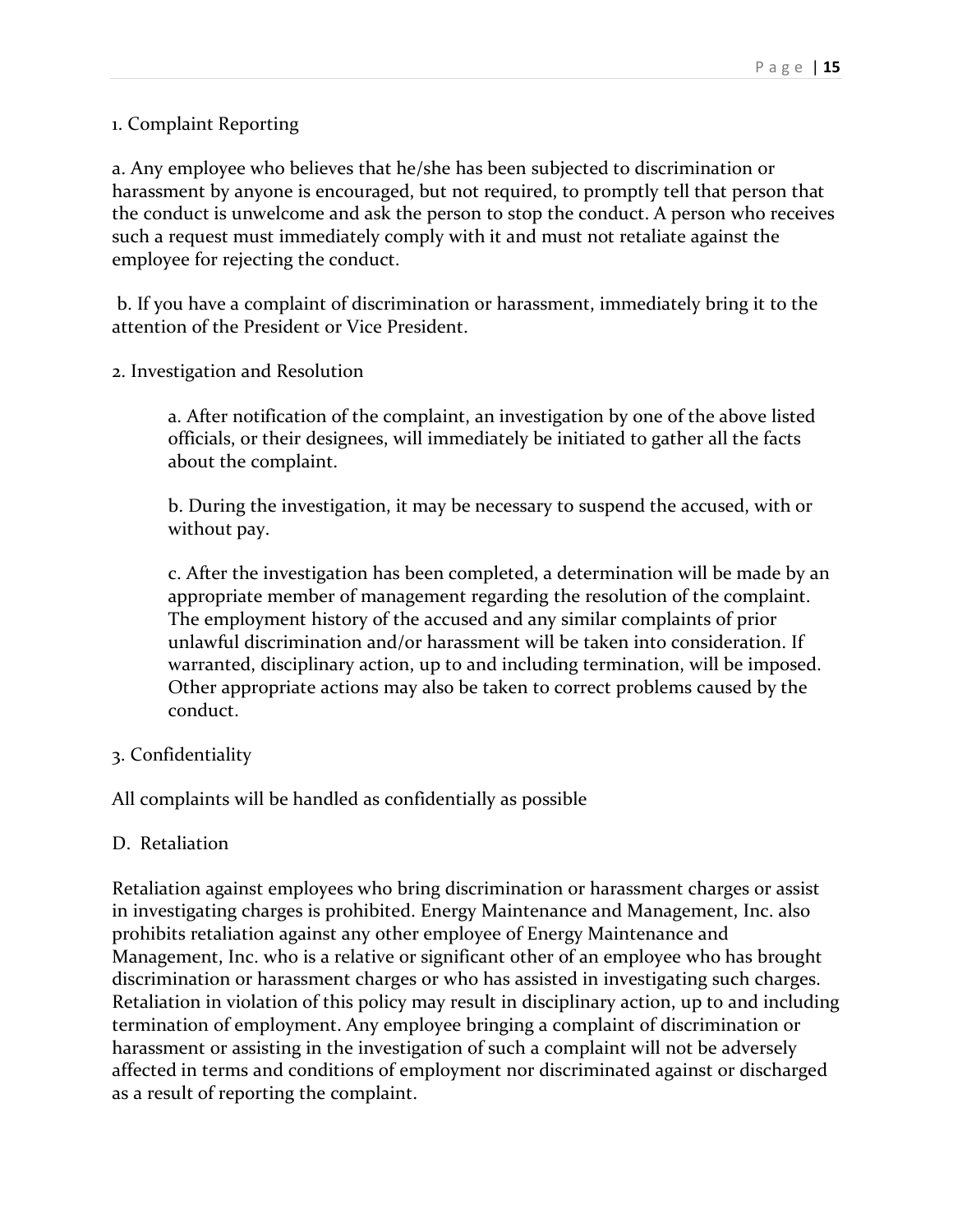1. Complaint Reporting

a. Any employee who believes that he/she has been subjected to discrimination or harassment by anyone is encouraged, but not required, to promptly tell that person that the conduct is unwelcome and ask the person to stop the conduct. A person who receives such a request must immediately comply with it and must not retaliate against the employee for rejecting the conduct.

b. If you have a complaint of discrimination or harassment, immediately bring it to the attention of the President or Vice President.

2. Investigation and Resolution

> a. After notification of the complaint, an investigation by one of the above listed officials, or their designees, will immediately be initiated to gather all the facts about the complaint.
>
> b. During the investigation, it may be necessary to suspend the accused, with or without pay.
>
> c. After the investigation has been completed, a determination will be made by an appropriate member of management regarding the resolution of the complaint. The employment history of the accused and any similar complaints of prior unlawful discrimination and/or harassment will be taken into consideration. If warranted, disciplinary action, up to and including termination, will be imposed. Other appropriate actions may also be taken to correct problems caused by the conduct.

3. Confidentiality

All complaints will be handled as confidentially as possible

D. Retaliation

Retaliation against employees who bring discrimination or harassment charges or assist in investigating charges is prohibited. Energy Maintenance and Management, Inc. also prohibits retaliation against any other employee of Energy Maintenance and Management, Inc. who is a relative or significant other of an employee who has brought discrimination or harassment charges or who has assisted in investigating such charges. Retaliation in violation of this policy may result in disciplinary action, up to and including termination of employment. Any employee bringing a complaint of discrimination or harassment or assisting in the investigation of such a complaint will not be adversely affected in terms and conditions of employment nor discriminated against or discharged as a result of reporting the complaint.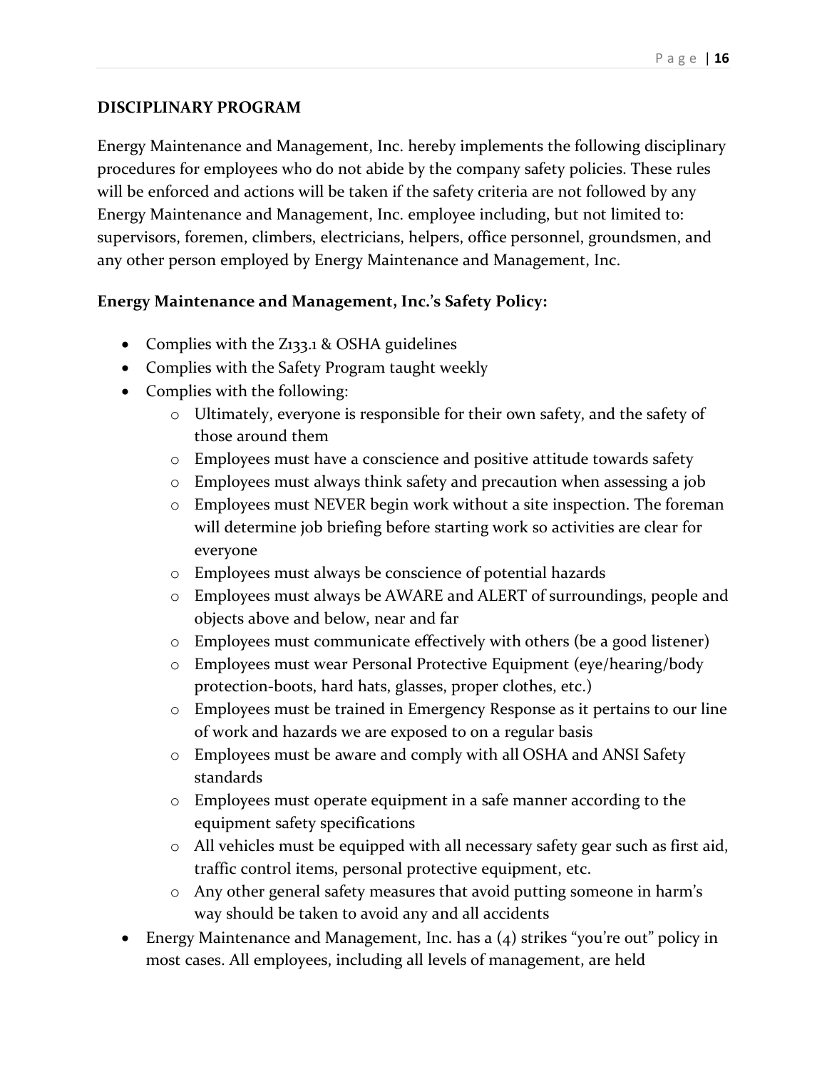## DISCIPLINARY PROGRAM

Energy Maintenance and Management, Inc. hereby implements the following disciplinary procedures for employees who do not abide by the company safety policies. These rules will be enforced and actions will be taken if the safety criteria are not followed by any Energy Maintenance and Management, Inc. employee including, but not limited to: supervisors, foremen, climbers, electricians, helpers, office personnel, groundsmen, and any other person employed by Energy Maintenance and Management, Inc.

### Energy Maintenance and Management, Inc.'s Safety Policy:

- Complies with the Z133.1 & OSHA guidelines
- Complies with the Safety Program taught weekly
- Complies with the following:
    - Ultimately, everyone is responsible for their own safety, and the safety of those around them
    - Employees must have a conscience and positive attitude towards safety
    - Employees must always think safety and precaution when assessing a job
    - Employees must NEVER begin work without a site inspection. The foreman will determine job briefing before starting work so activities are clear for everyone
    - Employees must always be conscience of potential hazards
    - Employees must always be AWARE and ALERT of surroundings, people and objects above and below, near and far
    - Employees must communicate effectively with others (be a good listener)
    - Employees must wear Personal Protective Equipment (eye/hearing/body protection-boots, hard hats, glasses, proper clothes, etc.)
    - Employees must be trained in Emergency Response as it pertains to our line of work and hazards we are exposed to on a regular basis
    - Employees must be aware and comply with all OSHA and ANSI Safety standards
    - Employees must operate equipment in a safe manner according to the equipment safety specifications
    - All vehicles must be equipped with all necessary safety gear such as first aid, traffic control items, personal protective equipment, etc.
    - Any other general safety measures that avoid putting someone in harm's way should be taken to avoid any and all accidents
- Energy Maintenance and Management, Inc. has a (4) strikes "you're out" policy in most cases. All employees, including all levels of management, are held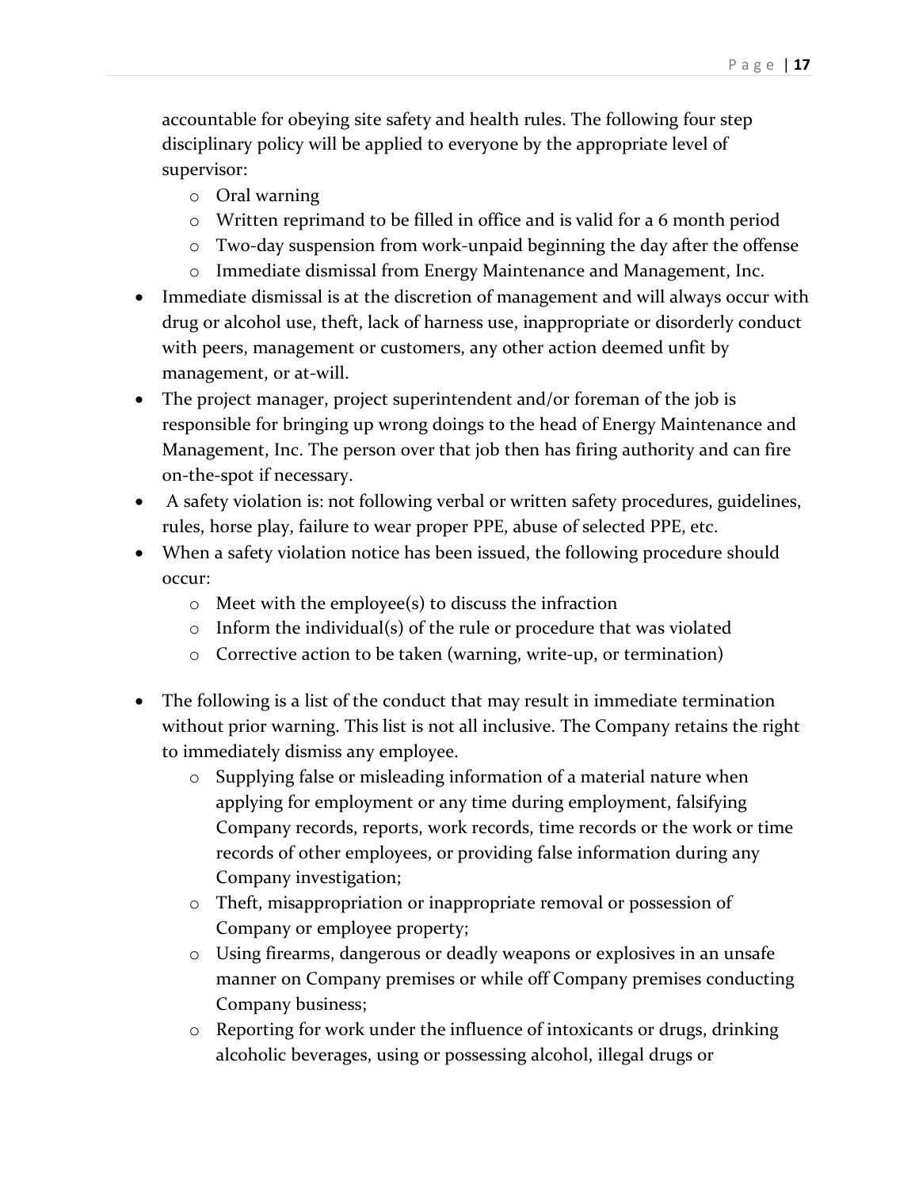accountable for obeying site safety and health rules. The following four step disciplinary policy will be applied to everyone by the appropriate level of supervisor:

- Oral warning
- Written reprimand to be filled in office and is valid for a 6 month period
- Two-day suspension from work-unpaid beginning the day after the offense
- Immediate dismissal from Energy Maintenance and Management, Inc.

- Immediate dismissal is at the discretion of management and will always occur with drug or alcohol use, theft, lack of harness use, inappropriate or disorderly conduct with peers, management or customers, any other action deemed unfit by management, or at-will.
- The project manager, project superintendent and/or foreman of the job is responsible for bringing up wrong doings to the head of Energy Maintenance and Management, Inc. The person over that job then has firing authority and can fire on-the-spot if necessary.
- A safety violation is: not following verbal or written safety procedures, guidelines, rules, horse play, failure to wear proper PPE, abuse of selected PPE, etc.
- When a safety violation notice has been issued, the following procedure should occur:
  - Meet with the employee(s) to discuss the infraction
  - Inform the individual(s) of the rule or procedure that was violated
  - Corrective action to be taken (warning, write-up, or termination)

- The following is a list of the conduct that may result in immediate termination without prior warning. This list is not all inclusive. The Company retains the right to immediately dismiss any employee.
  - Supplying false or misleading information of a material nature when applying for employment or any time during employment, falsifying Company records, reports, work records, time records or the work or time records of other employees, or providing false information during any Company investigation;
  - Theft, misappropriation or inappropriate removal or possession of Company or employee property;
  - Using firearms, dangerous or deadly weapons or explosives in an unsafe manner on Company premises or while off Company premises conducting Company business;
  - Reporting for work under the influence of intoxicants or drugs, drinking alcoholic beverages, using or possessing alcohol, illegal drugs or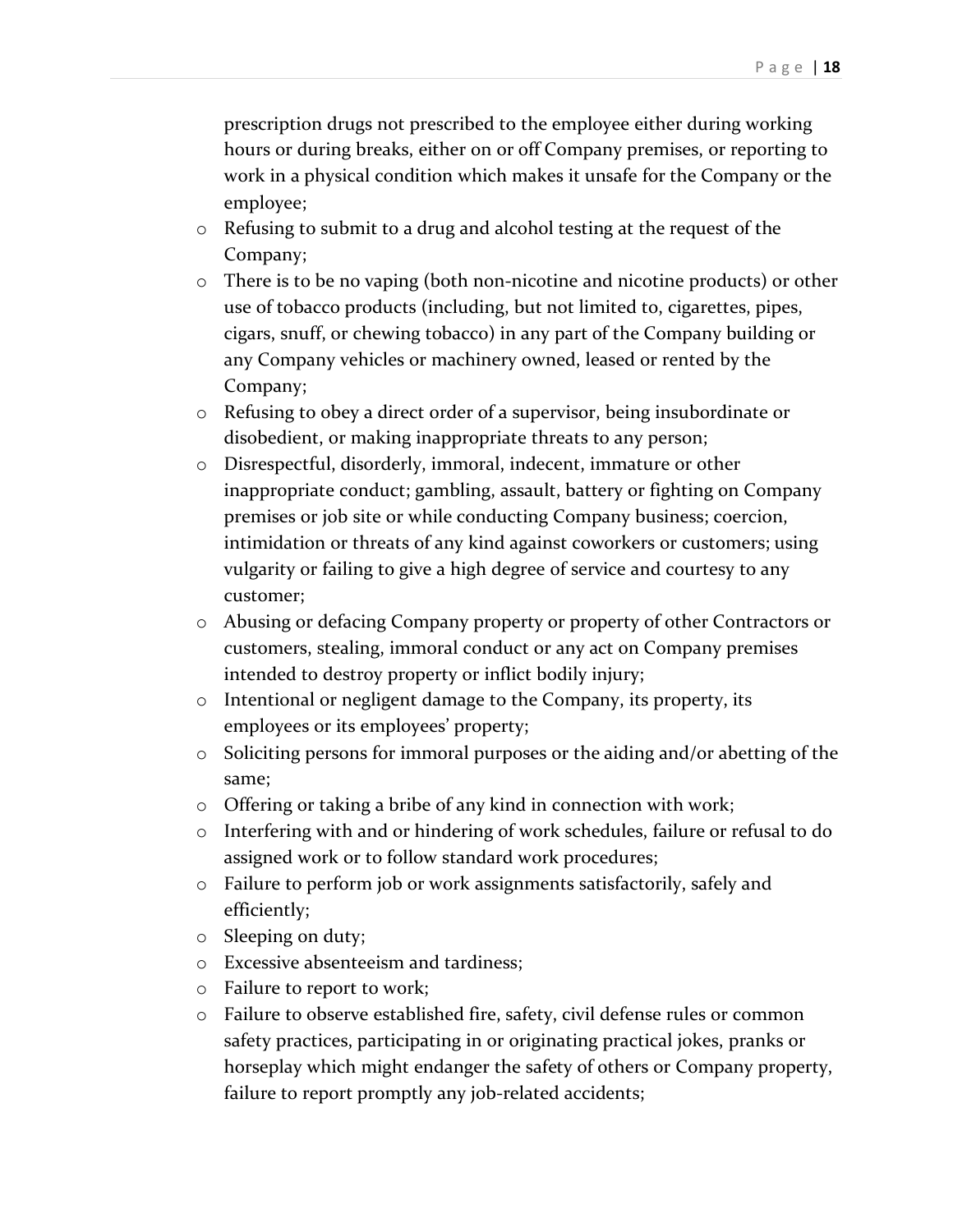prescription drugs not prescribed to the employee either during working hours or during breaks, either on or off Company premises, or reporting to work in a physical condition which makes it unsafe for the Company or the employee;

- Refusing to submit to a drug and alcohol testing at the request of the Company;
- There is to be no vaping (both non-nicotine and nicotine products) or other use of tobacco products (including, but not limited to, cigarettes, pipes, cigars, snuff, or chewing tobacco) in any part of the Company building or any Company vehicles or machinery owned, leased or rented by the Company;
- Refusing to obey a direct order of a supervisor, being insubordinate or disobedient, or making inappropriate threats to any person;
- Disrespectful, disorderly, immoral, indecent, immature or other inappropriate conduct; gambling, assault, battery or fighting on Company premises or job site or while conducting Company business; coercion, intimidation or threats of any kind against coworkers or customers; using vulgarity or failing to give a high degree of service and courtesy to any customer;
- Abusing or defacing Company property or property of other Contractors or customers, stealing, immoral conduct or any act on Company premises intended to destroy property or inflict bodily injury;
- Intentional or negligent damage to the Company, its property, its employees or its employees' property;
- Soliciting persons for immoral purposes or the aiding and/or abetting of the same;
- Offering or taking a bribe of any kind in connection with work;
- Interfering with and or hindering of work schedules, failure or refusal to do assigned work or to follow standard work procedures;
- Failure to perform job or work assignments satisfactorily, safely and efficiently;
- Sleeping on duty;
- Excessive absenteeism and tardiness;
- Failure to report to work;
- Failure to observe established fire, safety, civil defense rules or common safety practices, participating in or originating practical jokes, pranks or horseplay which might endanger the safety of others or Company property, failure to report promptly any job-related accidents;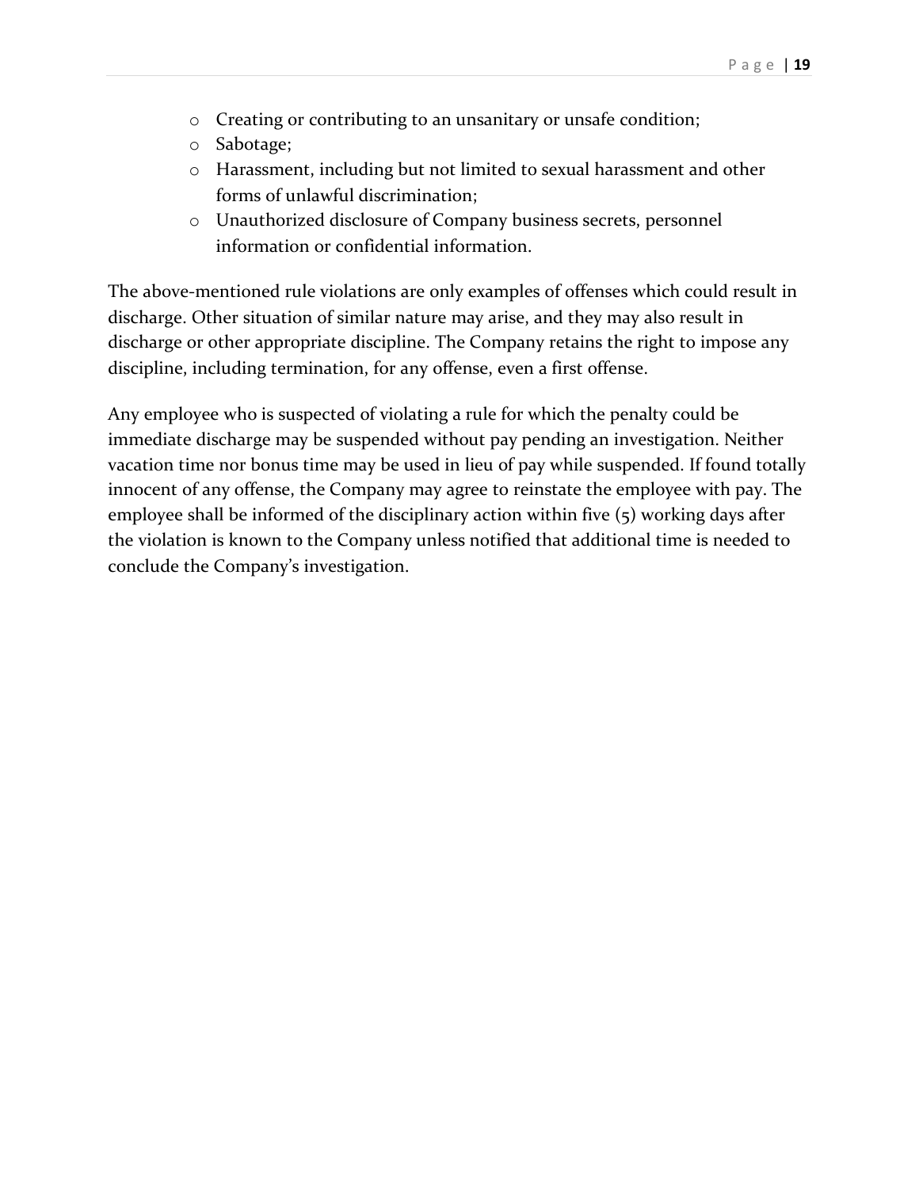- Creating or contributing to an unsanitary or unsafe condition;
- Sabotage;
- Harassment, including but not limited to sexual harassment and other forms of unlawful discrimination;
- Unauthorized disclosure of Company business secrets, personnel information or confidential information.

The above-mentioned rule violations are only examples of offenses which could result in discharge. Other situation of similar nature may arise, and they may also result in discharge or other appropriate discipline. The Company retains the right to impose any discipline, including termination, for any offense, even a first offense.

Any employee who is suspected of violating a rule for which the penalty could be immediate discharge may be suspended without pay pending an investigation. Neither vacation time nor bonus time may be used in lieu of pay while suspended. If found totally innocent of any offense, the Company may agree to reinstate the employee with pay. The employee shall be informed of the disciplinary action within five (5) working days after the violation is known to the Company unless notified that additional time is needed to conclude the Company's investigation.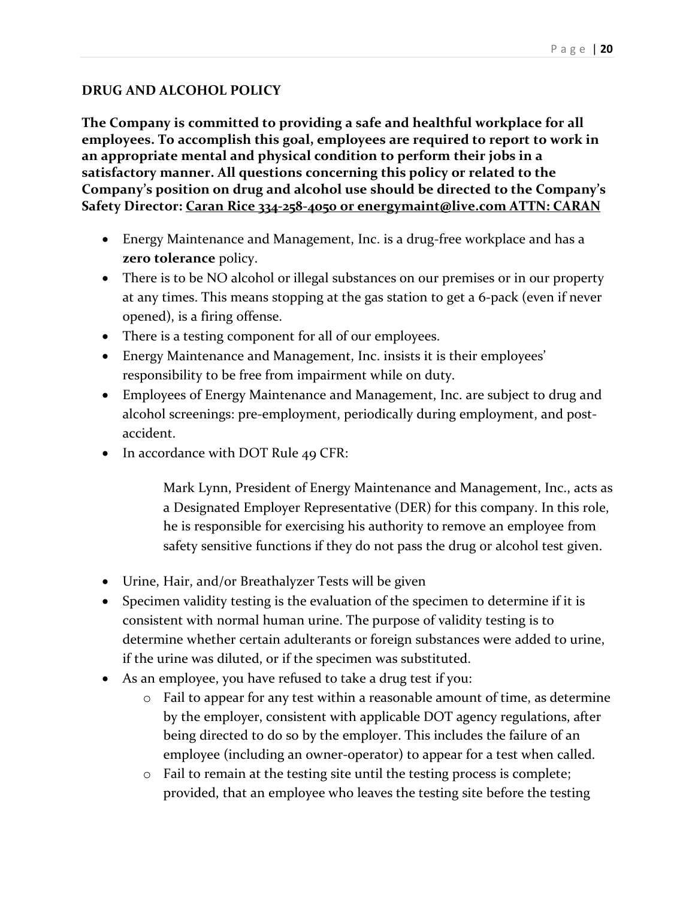## DRUG AND ALCOHOL POLICY

**The Company is committed to providing a safe and healthful workplace for all employees. To accomplish this goal, employees are required to report to work in an appropriate mental and physical condition to perform their jobs in a satisfactory manner. All questions concerning this policy or related to the Company's position on drug and alcohol use should be directed to the Company's Safety Director: <u>Caran Rice 334-258-4050 or energymaint@live.com ATTN: CARAN</u>**

- Energy Maintenance and Management, Inc. is a drug-free workplace and has a **zero tolerance** policy.
- There is to be NO alcohol or illegal substances on our premises or in our property at any times. This means stopping at the gas station to get a 6-pack (even if never opened), is a firing offense.
- There is a testing component for all of our employees.
- Energy Maintenance and Management, Inc. insists it is their employees' responsibility to be free from impairment while on duty.
- Employees of Energy Maintenance and Management, Inc. are subject to drug and alcohol screenings: pre-employment, periodically during employment, and post-accident.
- In accordance with DOT Rule 49 CFR:

  Mark Lynn, President of Energy Maintenance and Management, Inc., acts as a Designated Employer Representative (DER) for this company. In this role, he is responsible for exercising his authority to remove an employee from safety sensitive functions if they do not pass the drug or alcohol test given.

- Urine, Hair, and/or Breathalyzer Tests will be given
- Specimen validity testing is the evaluation of the specimen to determine if it is consistent with normal human urine. The purpose of validity testing is to determine whether certain adulterants or foreign substances were added to urine, if the urine was diluted, or if the specimen was substituted.
- As an employee, you have refused to take a drug test if you:
  - Fail to appear for any test within a reasonable amount of time, as determine by the employer, consistent with applicable DOT agency regulations, after being directed to do so by the employer. This includes the failure of an employee (including an owner-operator) to appear for a test when called.
  - Fail to remain at the testing site until the testing process is complete; provided, that an employee who leaves the testing site before the testing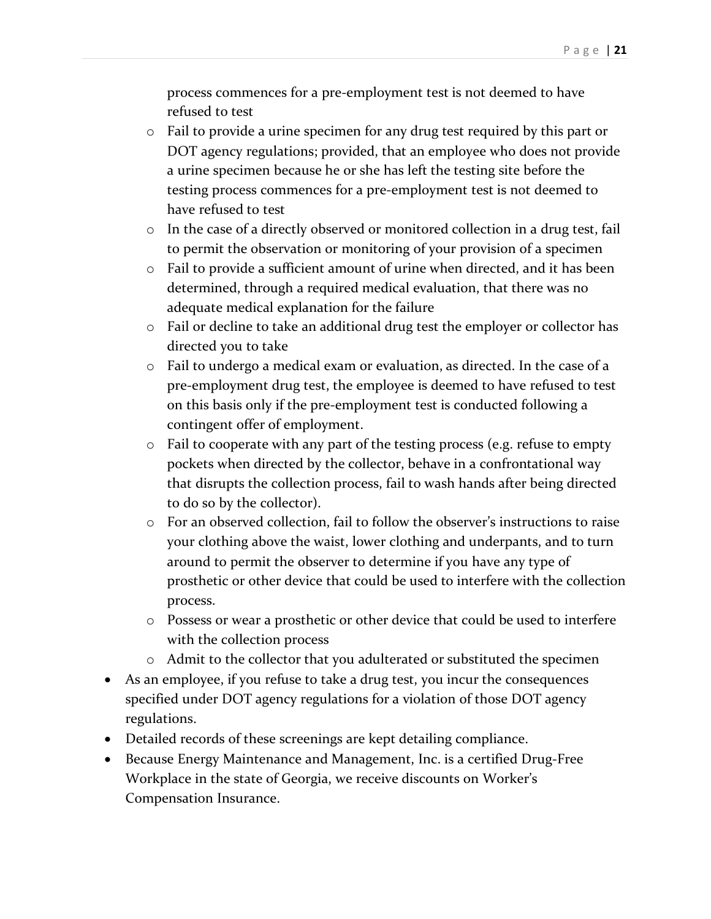process commences for a pre-employment test is not deemed to have refused to test
  - Fail to provide a urine specimen for any drug test required by this part or DOT agency regulations; provided, that an employee who does not provide a urine specimen because he or she has left the testing site before the testing process commences for a pre-employment test is not deemed to have refused to test
  - In the case of a directly observed or monitored collection in a drug test, fail to permit the observation or monitoring of your provision of a specimen
  - Fail to provide a sufficient amount of urine when directed, and it has been determined, through a required medical evaluation, that there was no adequate medical explanation for the failure
  - Fail or decline to take an additional drug test the employer or collector has directed you to take
  - Fail to undergo a medical exam or evaluation, as directed. In the case of a pre-employment drug test, the employee is deemed to have refused to test on this basis only if the pre-employment test is conducted following a contingent offer of employment.
  - Fail to cooperate with any part of the testing process (e.g. refuse to empty pockets when directed by the collector, behave in a confrontational way that disrupts the collection process, fail to wash hands after being directed to do so by the collector).
  - For an observed collection, fail to follow the observer's instructions to raise your clothing above the waist, lower clothing and underpants, and to turn around to permit the observer to determine if you have any type of prosthetic or other device that could be used to interfere with the collection process.
  - Possess or wear a prosthetic or other device that could be used to interfere with the collection process
  - Admit to the collector that you adulterated or substituted the specimen
- As an employee, if you refuse to take a drug test, you incur the consequences specified under DOT agency regulations for a violation of those DOT agency regulations.
- Detailed records of these screenings are kept detailing compliance.
- Because Energy Maintenance and Management, Inc. is a certified Drug-Free Workplace in the state of Georgia, we receive discounts on Worker's Compensation Insurance.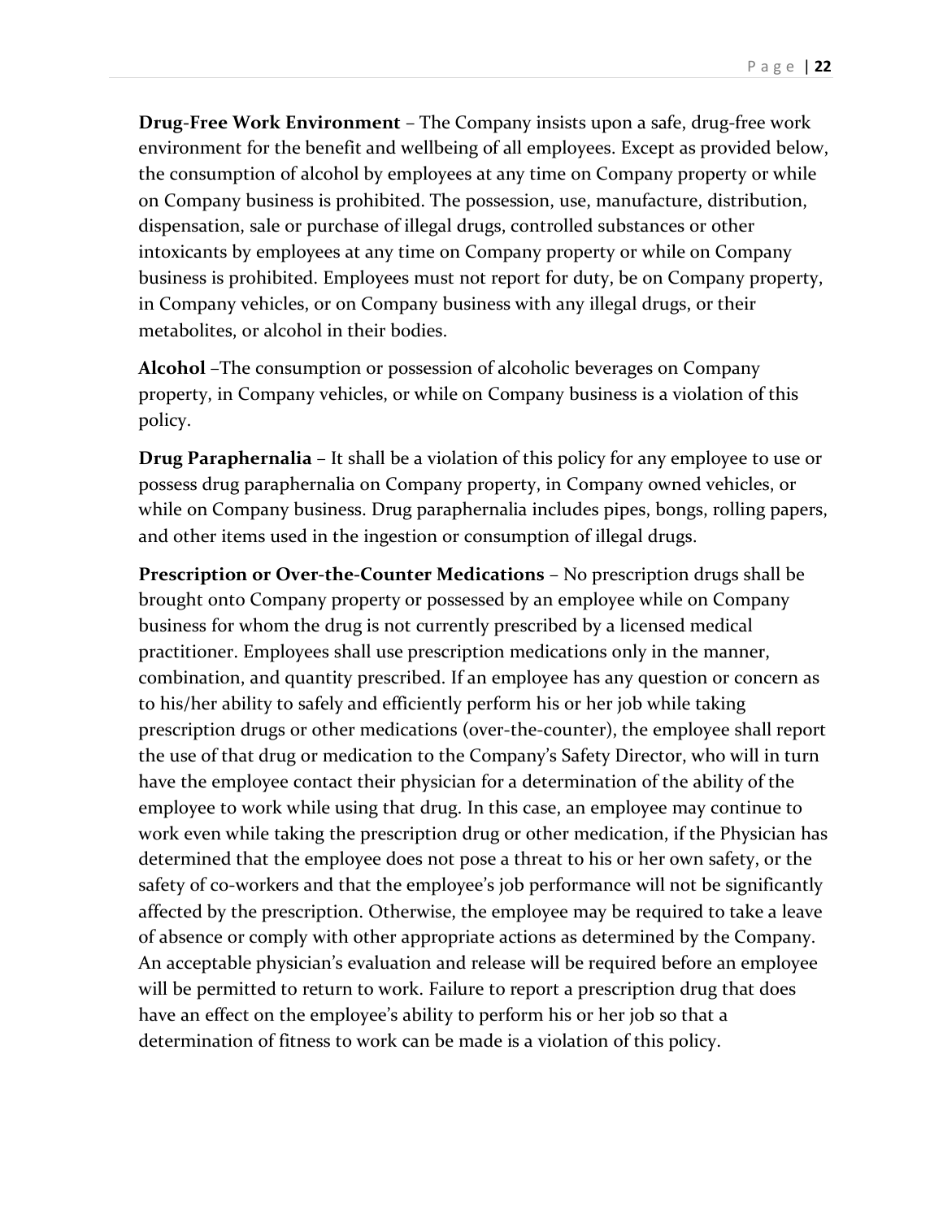**Drug-Free Work Environment** – The Company insists upon a safe, drug-free work environment for the benefit and wellbeing of all employees. Except as provided below, the consumption of alcohol by employees at any time on Company property or while on Company business is prohibited. The possession, use, manufacture, distribution, dispensation, sale or purchase of illegal drugs, controlled substances or other intoxicants by employees at any time on Company property or while on Company business is prohibited. Employees must not report for duty, be on Company property, in Company vehicles, or on Company business with any illegal drugs, or their metabolites, or alcohol in their bodies.

**Alcohol** –The consumption or possession of alcoholic beverages on Company property, in Company vehicles, or while on Company business is a violation of this policy.

**Drug Paraphernalia** – It shall be a violation of this policy for any employee to use or possess drug paraphernalia on Company property, in Company owned vehicles, or while on Company business. Drug paraphernalia includes pipes, bongs, rolling papers, and other items used in the ingestion or consumption of illegal drugs.

**Prescription or Over-the-Counter Medications** – No prescription drugs shall be brought onto Company property or possessed by an employee while on Company business for whom the drug is not currently prescribed by a licensed medical practitioner. Employees shall use prescription medications only in the manner, combination, and quantity prescribed. If an employee has any question or concern as to his/her ability to safely and efficiently perform his or her job while taking prescription drugs or other medications (over-the-counter), the employee shall report the use of that drug or medication to the Company's Safety Director, who will in turn have the employee contact their physician for a determination of the ability of the employee to work while using that drug. In this case, an employee may continue to work even while taking the prescription drug or other medication, if the Physician has determined that the employee does not pose a threat to his or her own safety, or the safety of co-workers and that the employee's job performance will not be significantly affected by the prescription. Otherwise, the employee may be required to take a leave of absence or comply with other appropriate actions as determined by the Company. An acceptable physician's evaluation and release will be required before an employee will be permitted to return to work. Failure to report a prescription drug that does have an effect on the employee's ability to perform his or her job so that a determination of fitness to work can be made is a violation of this policy.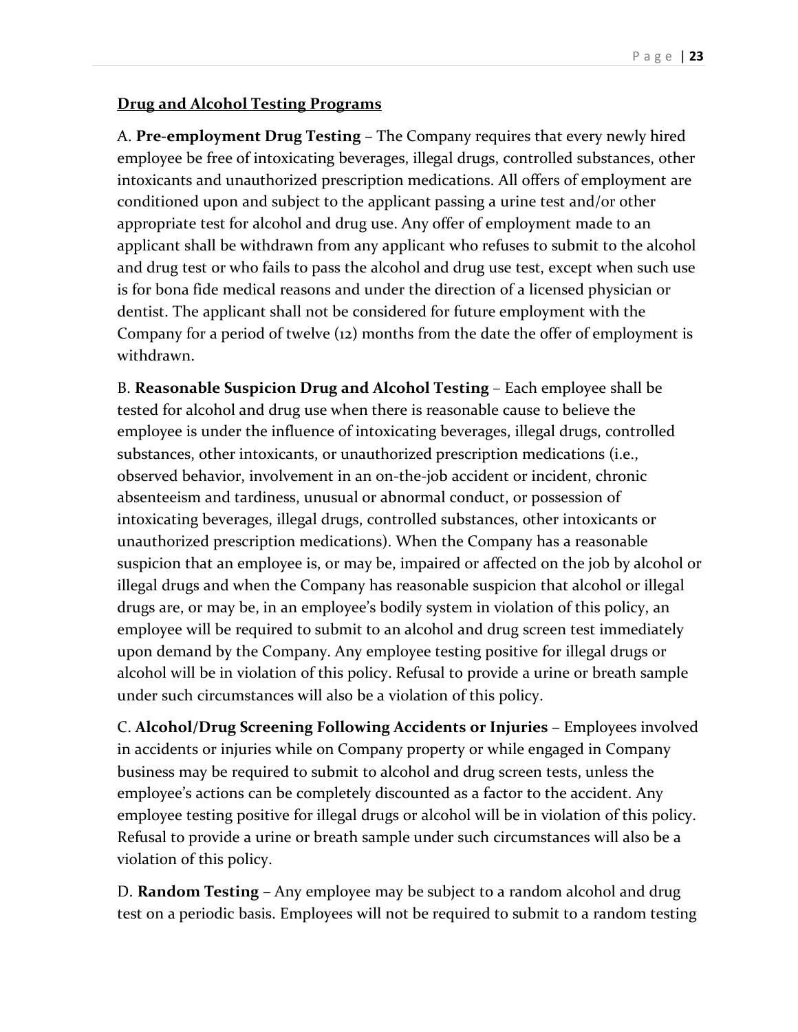**Drug and Alcohol Testing Programs**

A. **Pre-employment Drug Testing** – The Company requires that every newly hired employee be free of intoxicating beverages, illegal drugs, controlled substances, other intoxicants and unauthorized prescription medications. All offers of employment are conditioned upon and subject to the applicant passing a urine test and/or other appropriate test for alcohol and drug use. Any offer of employment made to an applicant shall be withdrawn from any applicant who refuses to submit to the alcohol and drug test or who fails to pass the alcohol and drug use test, except when such use is for bona fide medical reasons and under the direction of a licensed physician or dentist. The applicant shall not be considered for future employment with the Company for a period of twelve (12) months from the date the offer of employment is withdrawn.

B. **Reasonable Suspicion Drug and Alcohol Testing** – Each employee shall be tested for alcohol and drug use when there is reasonable cause to believe the employee is under the influence of intoxicating beverages, illegal drugs, controlled substances, other intoxicants, or unauthorized prescription medications (i.e., observed behavior, involvement in an on-the-job accident or incident, chronic absenteeism and tardiness, unusual or abnormal conduct, or possession of intoxicating beverages, illegal drugs, controlled substances, other intoxicants or unauthorized prescription medications). When the Company has a reasonable suspicion that an employee is, or may be, impaired or affected on the job by alcohol or illegal drugs and when the Company has reasonable suspicion that alcohol or illegal drugs are, or may be, in an employee's bodily system in violation of this policy, an employee will be required to submit to an alcohol and drug screen test immediately upon demand by the Company. Any employee testing positive for illegal drugs or alcohol will be in violation of this policy. Refusal to provide a urine or breath sample under such circumstances will also be a violation of this policy.

C. **Alcohol/Drug Screening Following Accidents or Injuries** – Employees involved in accidents or injuries while on Company property or while engaged in Company business may be required to submit to alcohol and drug screen tests, unless the employee's actions can be completely discounted as a factor to the accident. Any employee testing positive for illegal drugs or alcohol will be in violation of this policy. Refusal to provide a urine or breath sample under such circumstances will also be a violation of this policy.

D. **Random Testing** – Any employee may be subject to a random alcohol and drug test on a periodic basis. Employees will not be required to submit to a random testing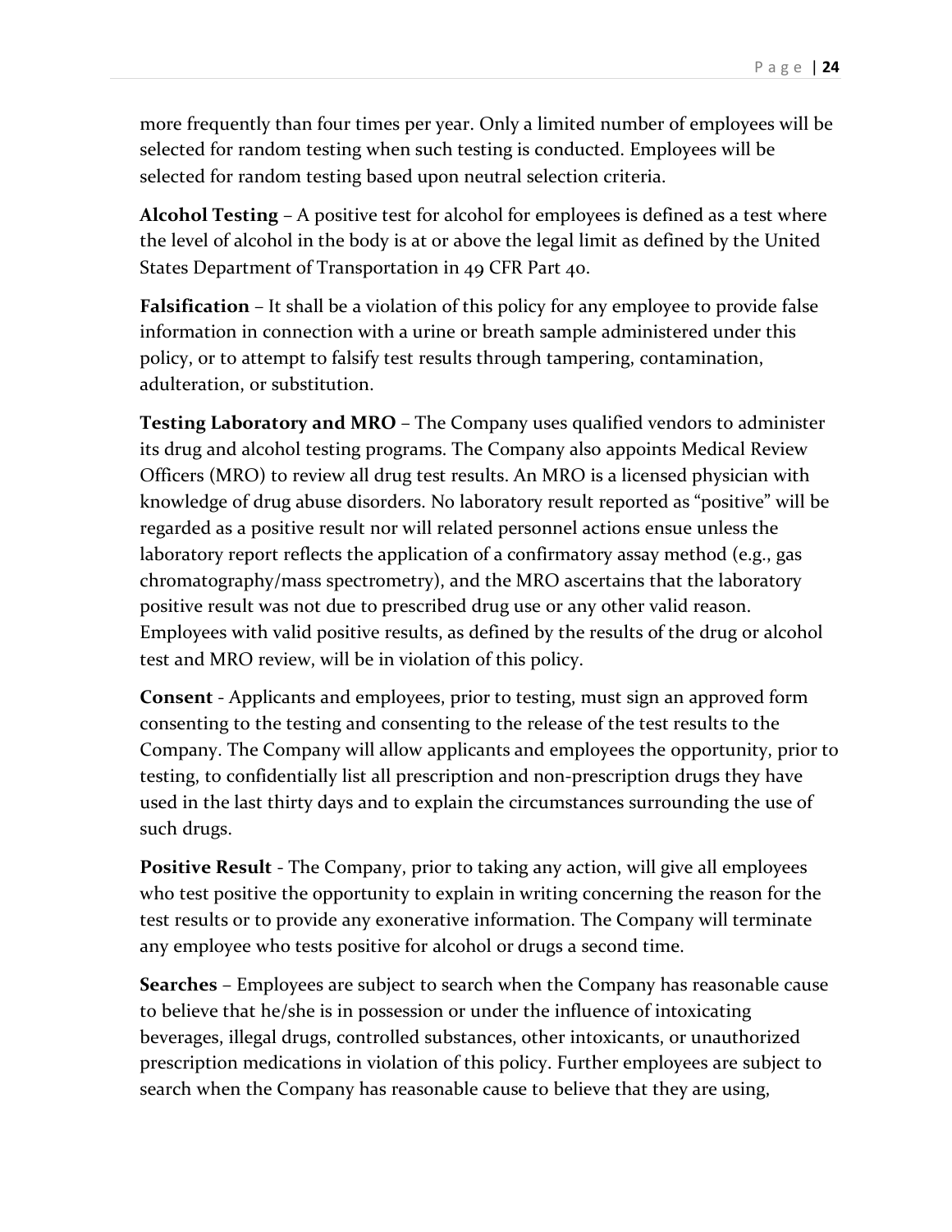more frequently than four times per year. Only a limited number of employees will be selected for random testing when such testing is conducted. Employees will be selected for random testing based upon neutral selection criteria.

**Alcohol Testing** – A positive test for alcohol for employees is defined as a test where the level of alcohol in the body is at or above the legal limit as defined by the United States Department of Transportation in 49 CFR Part 40.

**Falsification** – It shall be a violation of this policy for any employee to provide false information in connection with a urine or breath sample administered under this policy, or to attempt to falsify test results through tampering, contamination, adulteration, or substitution.

**Testing Laboratory and MRO** – The Company uses qualified vendors to administer its drug and alcohol testing programs. The Company also appoints Medical Review Officers (MRO) to review all drug test results. An MRO is a licensed physician with knowledge of drug abuse disorders. No laboratory result reported as "positive" will be regarded as a positive result nor will related personnel actions ensue unless the laboratory report reflects the application of a confirmatory assay method (e.g., gas chromatography/mass spectrometry), and the MRO ascertains that the laboratory positive result was not due to prescribed drug use or any other valid reason. Employees with valid positive results, as defined by the results of the drug or alcohol test and MRO review, will be in violation of this policy.

**Consent** - Applicants and employees, prior to testing, must sign an approved form consenting to the testing and consenting to the release of the test results to the Company. The Company will allow applicants and employees the opportunity, prior to testing, to confidentially list all prescription and non-prescription drugs they have used in the last thirty days and to explain the circumstances surrounding the use of such drugs.

**Positive Result** - The Company, prior to taking any action, will give all employees who test positive the opportunity to explain in writing concerning the reason for the test results or to provide any exonerative information. The Company will terminate any employee who tests positive for alcohol or drugs a second time.

**Searches** – Employees are subject to search when the Company has reasonable cause to believe that he/she is in possession or under the influence of intoxicating beverages, illegal drugs, controlled substances, other intoxicants, or unauthorized prescription medications in violation of this policy. Further employees are subject to search when the Company has reasonable cause to believe that they are using,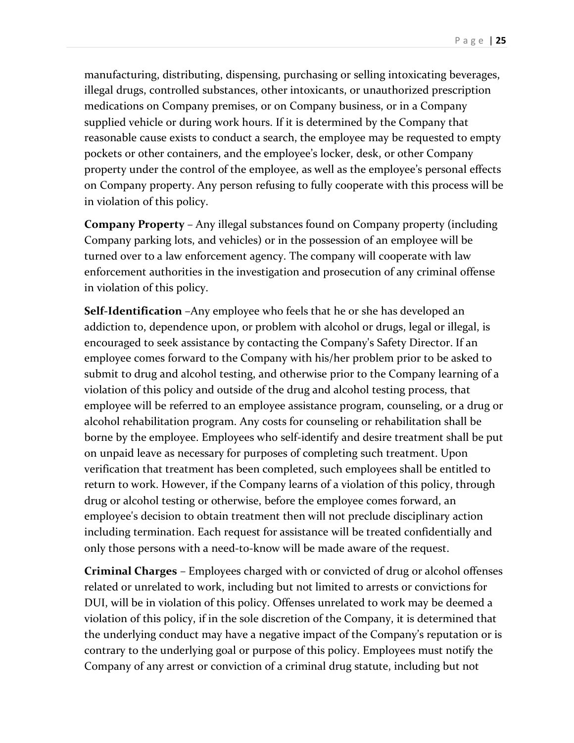manufacturing, distributing, dispensing, purchasing or selling intoxicating beverages, illegal drugs, controlled substances, other intoxicants, or unauthorized prescription medications on Company premises, or on Company business, or in a Company supplied vehicle or during work hours. If it is determined by the Company that reasonable cause exists to conduct a search, the employee may be requested to empty pockets or other containers, and the employee's locker, desk, or other Company property under the control of the employee, as well as the employee's personal effects on Company property. Any person refusing to fully cooperate with this process will be in violation of this policy.

**Company Property** – Any illegal substances found on Company property (including Company parking lots, and vehicles) or in the possession of an employee will be turned over to a law enforcement agency. The company will cooperate with law enforcement authorities in the investigation and prosecution of any criminal offense in violation of this policy.

**Self-Identification** –Any employee who feels that he or she has developed an addiction to, dependence upon, or problem with alcohol or drugs, legal or illegal, is encouraged to seek assistance by contacting the Company's Safety Director. If an employee comes forward to the Company with his/her problem prior to be asked to submit to drug and alcohol testing, and otherwise prior to the Company learning of a violation of this policy and outside of the drug and alcohol testing process, that employee will be referred to an employee assistance program, counseling, or a drug or alcohol rehabilitation program. Any costs for counseling or rehabilitation shall be borne by the employee. Employees who self-identify and desire treatment shall be put on unpaid leave as necessary for purposes of completing such treatment. Upon verification that treatment has been completed, such employees shall be entitled to return to work. However, if the Company learns of a violation of this policy, through drug or alcohol testing or otherwise, before the employee comes forward, an employee's decision to obtain treatment then will not preclude disciplinary action including termination. Each request for assistance will be treated confidentially and only those persons with a need-to-know will be made aware of the request.

**Criminal Charges** – Employees charged with or convicted of drug or alcohol offenses related or unrelated to work, including but not limited to arrests or convictions for DUI, will be in violation of this policy. Offenses unrelated to work may be deemed a violation of this policy, if in the sole discretion of the Company, it is determined that the underlying conduct may have a negative impact of the Company's reputation or is contrary to the underlying goal or purpose of this policy. Employees must notify the Company of any arrest or conviction of a criminal drug statute, including but not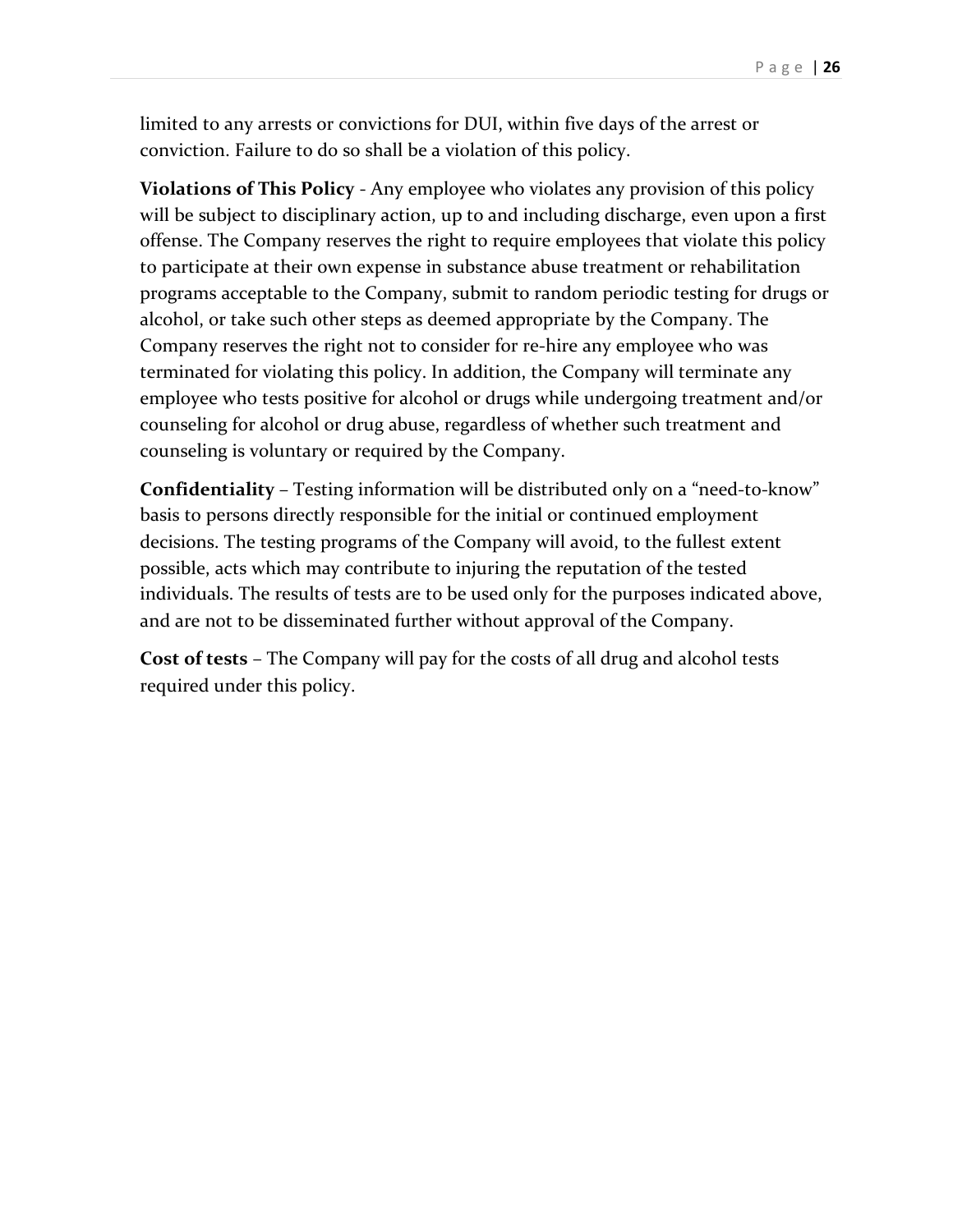limited to any arrests or convictions for DUI, within five days of the arrest or conviction. Failure to do so shall be a violation of this policy.

**Violations of This Policy** - Any employee who violates any provision of this policy will be subject to disciplinary action, up to and including discharge, even upon a first offense. The Company reserves the right to require employees that violate this policy to participate at their own expense in substance abuse treatment or rehabilitation programs acceptable to the Company, submit to random periodic testing for drugs or alcohol, or take such other steps as deemed appropriate by the Company. The Company reserves the right not to consider for re-hire any employee who was terminated for violating this policy. In addition, the Company will terminate any employee who tests positive for alcohol or drugs while undergoing treatment and/or counseling for alcohol or drug abuse, regardless of whether such treatment and counseling is voluntary or required by the Company.

**Confidentiality** – Testing information will be distributed only on a "need-to-know" basis to persons directly responsible for the initial or continued employment decisions. The testing programs of the Company will avoid, to the fullest extent possible, acts which may contribute to injuring the reputation of the tested individuals. The results of tests are to be used only for the purposes indicated above, and are not to be disseminated further without approval of the Company.

**Cost of tests** – The Company will pay for the costs of all drug and alcohol tests required under this policy.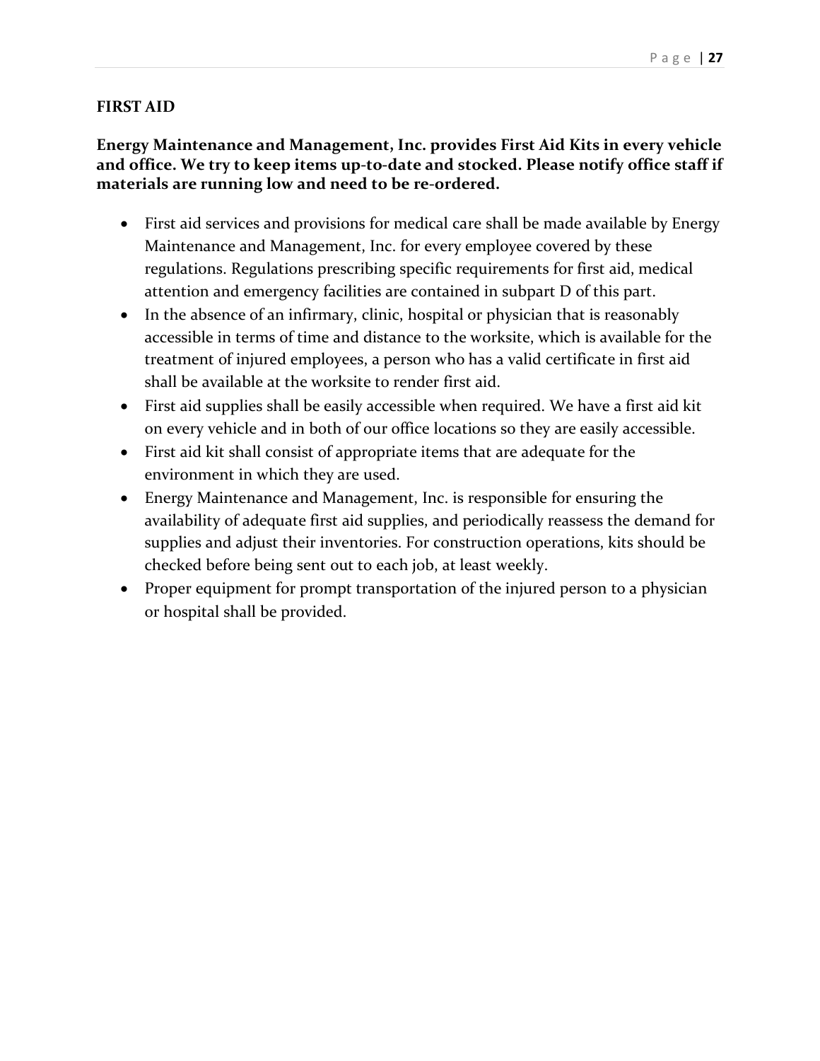## FIRST AID

**Energy Maintenance and Management, Inc. provides First Aid Kits in every vehicle and office. We try to keep items up-to-date and stocked. Please notify office staff if materials are running low and need to be re-ordered.**

- First aid services and provisions for medical care shall be made available by Energy Maintenance and Management, Inc. for every employee covered by these regulations. Regulations prescribing specific requirements for first aid, medical attention and emergency facilities are contained in subpart D of this part.
- In the absence of an infirmary, clinic, hospital or physician that is reasonably accessible in terms of time and distance to the worksite, which is available for the treatment of injured employees, a person who has a valid certificate in first aid shall be available at the worksite to render first aid.
- First aid supplies shall be easily accessible when required. We have a first aid kit on every vehicle and in both of our office locations so they are easily accessible.
- First aid kit shall consist of appropriate items that are adequate for the environment in which they are used.
- Energy Maintenance and Management, Inc. is responsible for ensuring the availability of adequate first aid supplies, and periodically reassess the demand for supplies and adjust their inventories. For construction operations, kits should be checked before being sent out to each job, at least weekly.
- Proper equipment for prompt transportation of the injured person to a physician or hospital shall be provided.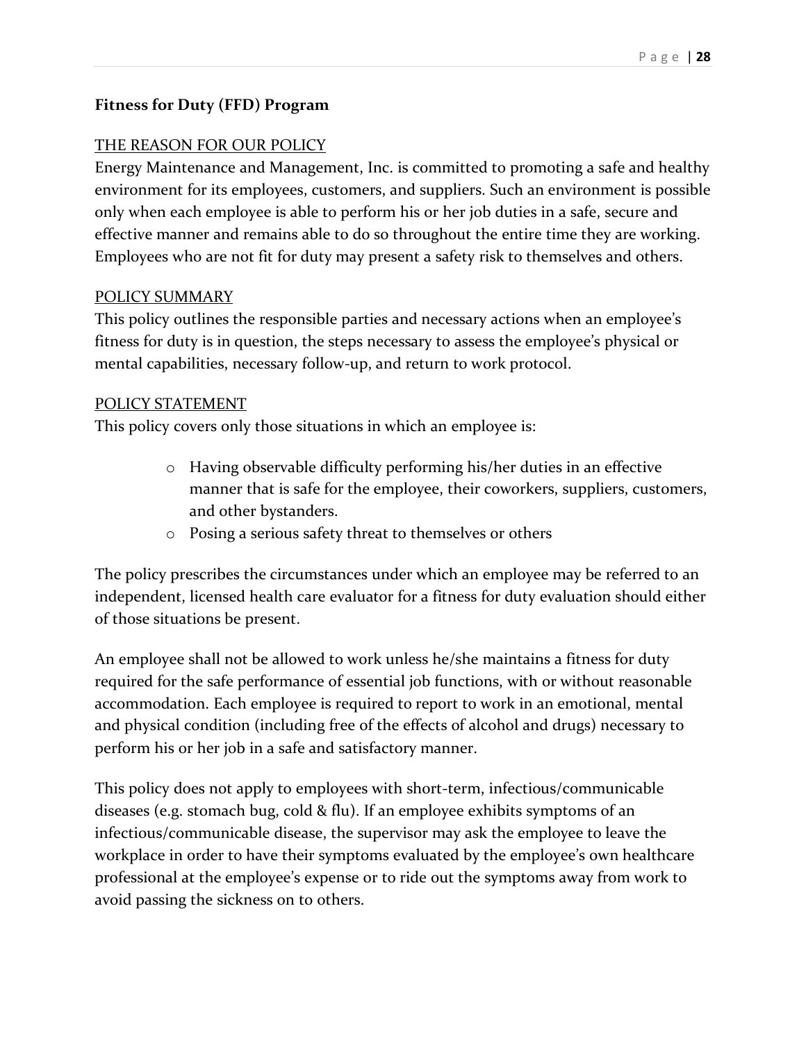## Fitness for Duty (FFD) Program

<u>THE REASON FOR OUR POLICY</u>

Energy Maintenance and Management, Inc. is committed to promoting a safe and healthy environment for its employees, customers, and suppliers. Such an environment is possible only when each employee is able to perform his or her job duties in a safe, secure and effective manner and remains able to do so throughout the entire time they are working. Employees who are not fit for duty may present a safety risk to themselves and others.

<u>POLICY SUMMARY</u>

This policy outlines the responsible parties and necessary actions when an employee's fitness for duty is in question, the steps necessary to assess the employee's physical or mental capabilities, necessary follow-up, and return to work protocol.

<u>POLICY STATEMENT</u>

This policy covers only those situations in which an employee is:

- Having observable difficulty performing his/her duties in an effective manner that is safe for the employee, their coworkers, suppliers, customers, and other bystanders.
- Posing a serious safety threat to themselves or others

The policy prescribes the circumstances under which an employee may be referred to an independent, licensed health care evaluator for a fitness for duty evaluation should either of those situations be present.

An employee shall not be allowed to work unless he/she maintains a fitness for duty required for the safe performance of essential job functions, with or without reasonable accommodation. Each employee is required to report to work in an emotional, mental and physical condition (including free of the effects of alcohol and drugs) necessary to perform his or her job in a safe and satisfactory manner.

This policy does not apply to employees with short-term, infectious/communicable diseases (e.g. stomach bug, cold & flu). If an employee exhibits symptoms of an infectious/communicable disease, the supervisor may ask the employee to leave the workplace in order to have their symptoms evaluated by the employee's own healthcare professional at the employee's expense or to ride out the symptoms away from work to avoid passing the sickness on to others.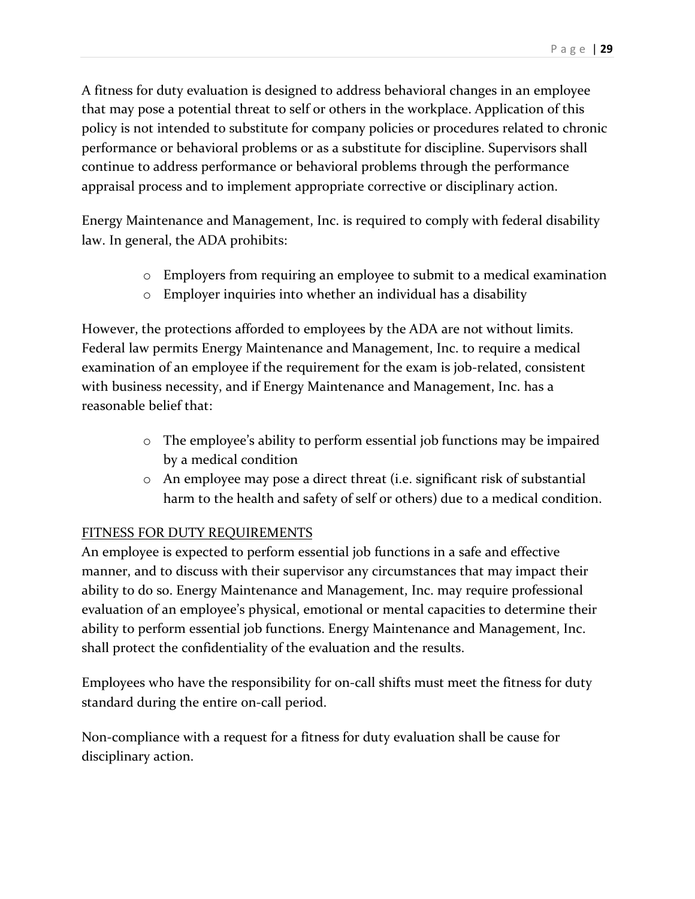A fitness for duty evaluation is designed to address behavioral changes in an employee that may pose a potential threat to self or others in the workplace. Application of this policy is not intended to substitute for company policies or procedures related to chronic performance or behavioral problems or as a substitute for discipline. Supervisors shall continue to address performance or behavioral problems through the performance appraisal process and to implement appropriate corrective or disciplinary action.

Energy Maintenance and Management, Inc. is required to comply with federal disability law. In general, the ADA prohibits:

- Employers from requiring an employee to submit to a medical examination
- Employer inquiries into whether an individual has a disability

However, the protections afforded to employees by the ADA are not without limits. Federal law permits Energy Maintenance and Management, Inc. to require a medical examination of an employee if the requirement for the exam is job-related, consistent with business necessity, and if Energy Maintenance and Management, Inc. has a reasonable belief that:

- The employee's ability to perform essential job functions may be impaired by a medical condition
- An employee may pose a direct threat (i.e. significant risk of substantial harm to the health and safety of self or others) due to a medical condition.

<u>FITNESS FOR DUTY REQUIREMENTS</u>

An employee is expected to perform essential job functions in a safe and effective manner, and to discuss with their supervisor any circumstances that may impact their ability to do so. Energy Maintenance and Management, Inc. may require professional evaluation of an employee's physical, emotional or mental capacities to determine their ability to perform essential job functions. Energy Maintenance and Management, Inc. shall protect the confidentiality of the evaluation and the results.

Employees who have the responsibility for on-call shifts must meet the fitness for duty standard during the entire on-call period.

Non-compliance with a request for a fitness for duty evaluation shall be cause for disciplinary action.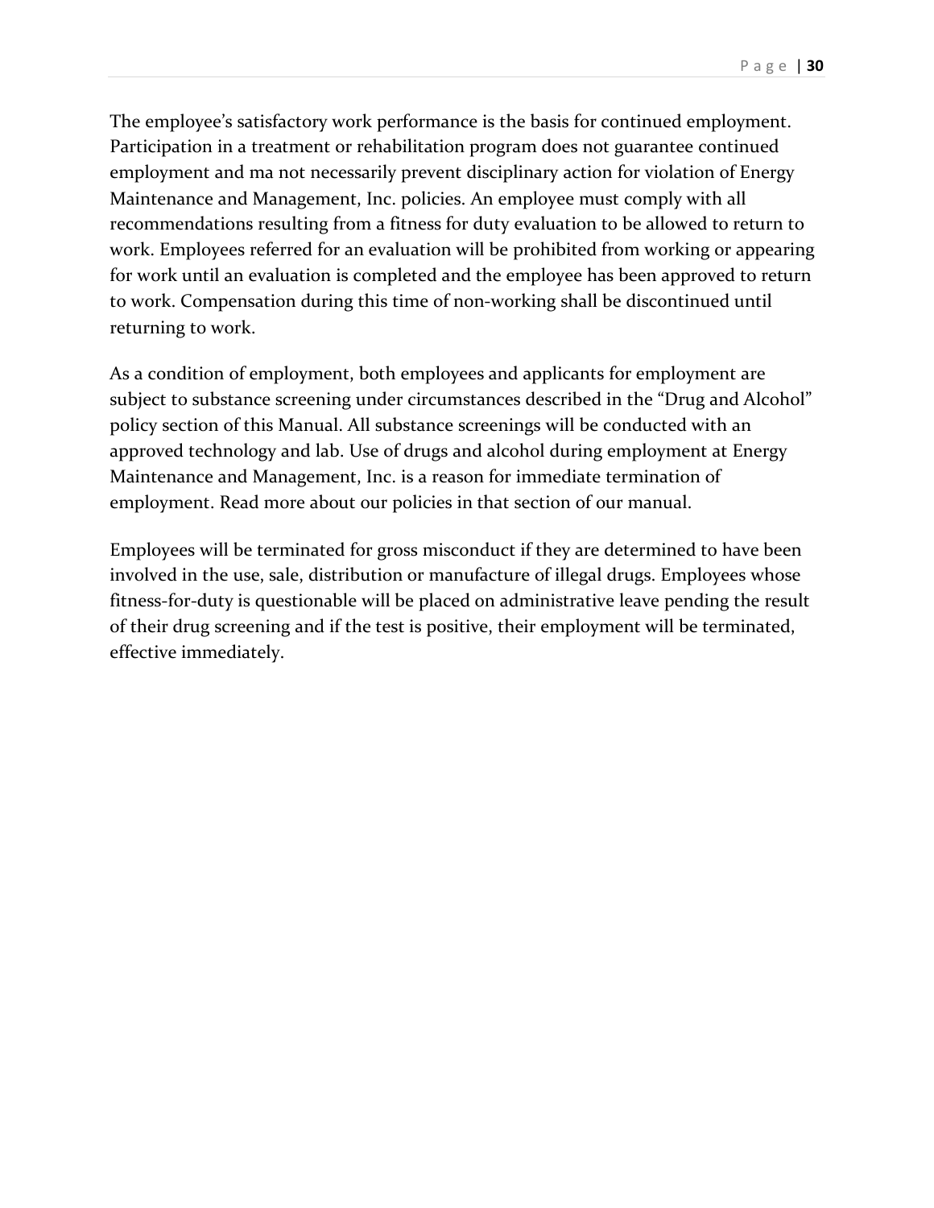The employee's satisfactory work performance is the basis for continued employment. Participation in a treatment or rehabilitation program does not guarantee continued employment and ma not necessarily prevent disciplinary action for violation of Energy Maintenance and Management, Inc. policies. An employee must comply with all recommendations resulting from a fitness for duty evaluation to be allowed to return to work. Employees referred for an evaluation will be prohibited from working or appearing for work until an evaluation is completed and the employee has been approved to return to work. Compensation during this time of non-working shall be discontinued until returning to work.

As a condition of employment, both employees and applicants for employment are subject to substance screening under circumstances described in the "Drug and Alcohol" policy section of this Manual. All substance screenings will be conducted with an approved technology and lab. Use of drugs and alcohol during employment at Energy Maintenance and Management, Inc. is a reason for immediate termination of employment. Read more about our policies in that section of our manual.

Employees will be terminated for gross misconduct if they are determined to have been involved in the use, sale, distribution or manufacture of illegal drugs. Employees whose fitness-for-duty is questionable will be placed on administrative leave pending the result of their drug screening and if the test is positive, their employment will be terminated, effective immediately.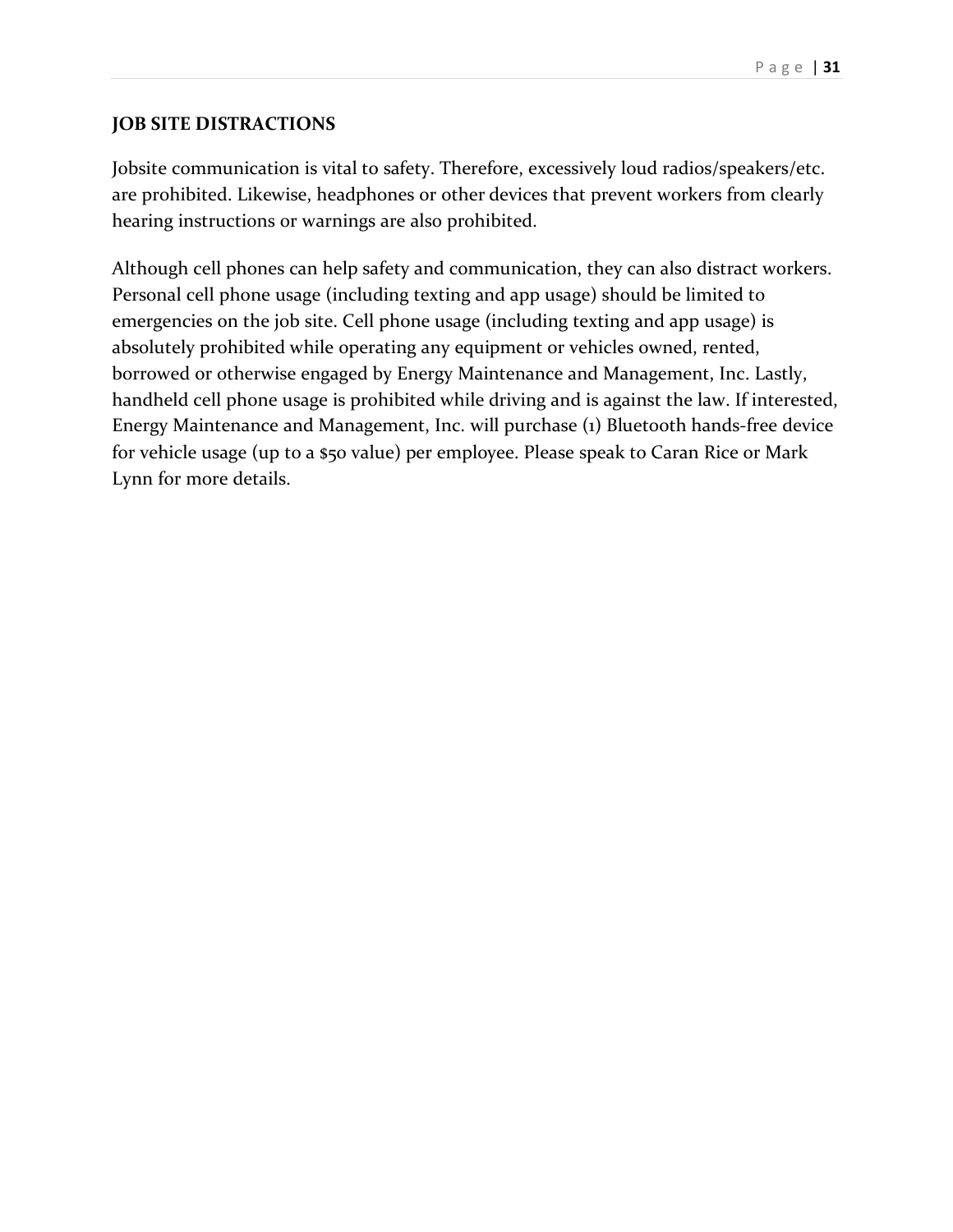## JOB SITE DISTRACTIONS

Jobsite communication is vital to safety. Therefore, excessively loud radios/speakers/etc. are prohibited. Likewise, headphones or other devices that prevent workers from clearly hearing instructions or warnings are also prohibited.

Although cell phones can help safety and communication, they can also distract workers. Personal cell phone usage (including texting and app usage) should be limited to emergencies on the job site. Cell phone usage (including texting and app usage) is absolutely prohibited while operating any equipment or vehicles owned, rented, borrowed or otherwise engaged by Energy Maintenance and Management, Inc. Lastly, handheld cell phone usage is prohibited while driving and is against the law. If interested, Energy Maintenance and Management, Inc. will purchase (1) Bluetooth hands-free device for vehicle usage (up to a $50 value) per employee. Please speak to Caran Rice or Mark Lynn for more details.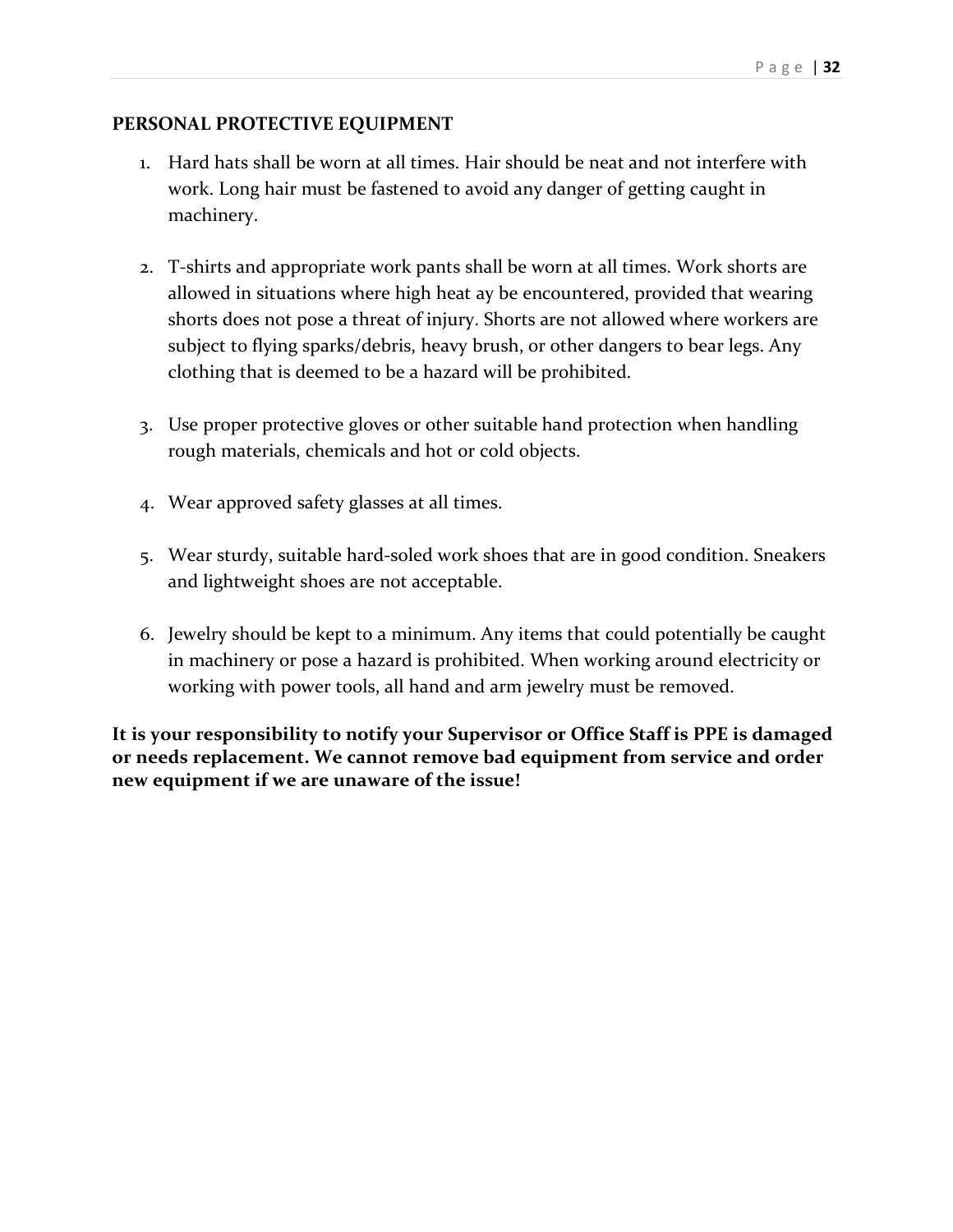**PERSONAL PROTECTIVE EQUIPMENT**

1. Hard hats shall be worn at all times. Hair should be neat and not interfere with work. Long hair must be fastened to avoid any danger of getting caught in machinery.

2. T-shirts and appropriate work pants shall be worn at all times. Work shorts are allowed in situations where high heat ay be encountered, provided that wearing shorts does not pose a threat of injury. Shorts are not allowed where workers are subject to flying sparks/debris, heavy brush, or other dangers to bear legs. Any clothing that is deemed to be a hazard will be prohibited.

3. Use proper protective gloves or other suitable hand protection when handling rough materials, chemicals and hot or cold objects.

4. Wear approved safety glasses at all times.

5. Wear sturdy, suitable hard-soled work shoes that are in good condition. Sneakers and lightweight shoes are not acceptable.

6. Jewelry should be kept to a minimum. Any items that could potentially be caught in machinery or pose a hazard is prohibited. When working around electricity or working with power tools, all hand and arm jewelry must be removed.

**It is your responsibility to notify your Supervisor or Office Staff is PPE is damaged or needs replacement. We cannot remove bad equipment from service and order new equipment if we are unaware of the issue!**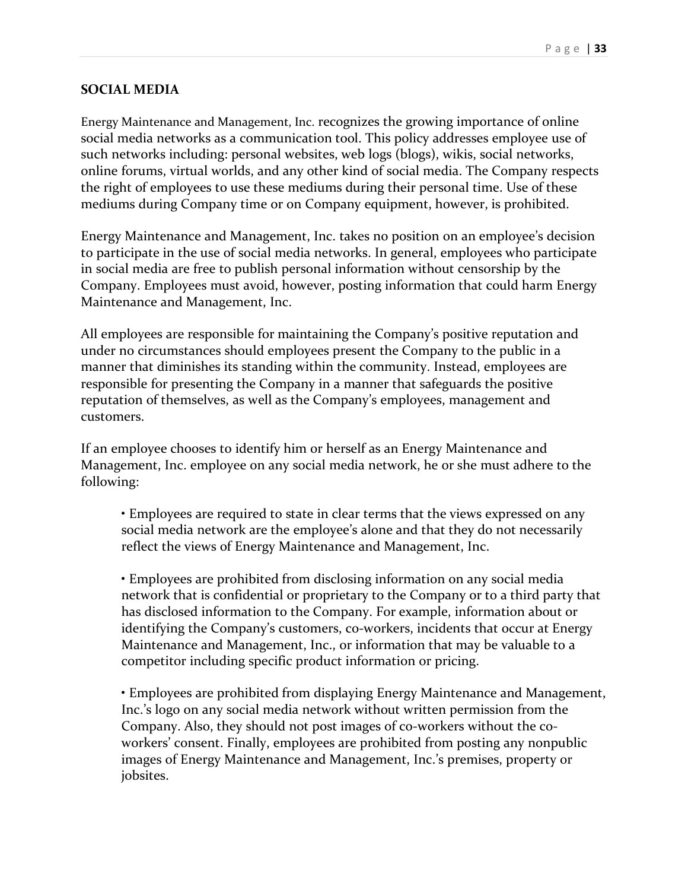## SOCIAL MEDIA

Energy Maintenance and Management, Inc. recognizes the growing importance of online social media networks as a communication tool. This policy addresses employee use of such networks including: personal websites, web logs (blogs), wikis, social networks, online forums, virtual worlds, and any other kind of social media. The Company respects the right of employees to use these mediums during their personal time. Use of these mediums during Company time or on Company equipment, however, is prohibited.

Energy Maintenance and Management, Inc. takes no position on an employee's decision to participate in the use of social media networks. In general, employees who participate in social media are free to publish personal information without censorship by the Company. Employees must avoid, however, posting information that could harm Energy Maintenance and Management, Inc.

All employees are responsible for maintaining the Company's positive reputation and under no circumstances should employees present the Company to the public in a manner that diminishes its standing within the community. Instead, employees are responsible for presenting the Company in a manner that safeguards the positive reputation of themselves, as well as the Company's employees, management and customers.

If an employee chooses to identify him or herself as an Energy Maintenance and Management, Inc. employee on any social media network, he or she must adhere to the following:

- Employees are required to state in clear terms that the views expressed on any social media network are the employee's alone and that they do not necessarily reflect the views of Energy Maintenance and Management, Inc.

- Employees are prohibited from disclosing information on any social media network that is confidential or proprietary to the Company or to a third party that has disclosed information to the Company. For example, information about or identifying the Company's customers, co-workers, incidents that occur at Energy Maintenance and Management, Inc., or information that may be valuable to a competitor including specific product information or pricing.

- Employees are prohibited from displaying Energy Maintenance and Management, Inc.'s logo on any social media network without written permission from the Company. Also, they should not post images of co-workers without the co-workers' consent. Finally, employees are prohibited from posting any nonpublic images of Energy Maintenance and Management, Inc.'s premises, property or jobsites.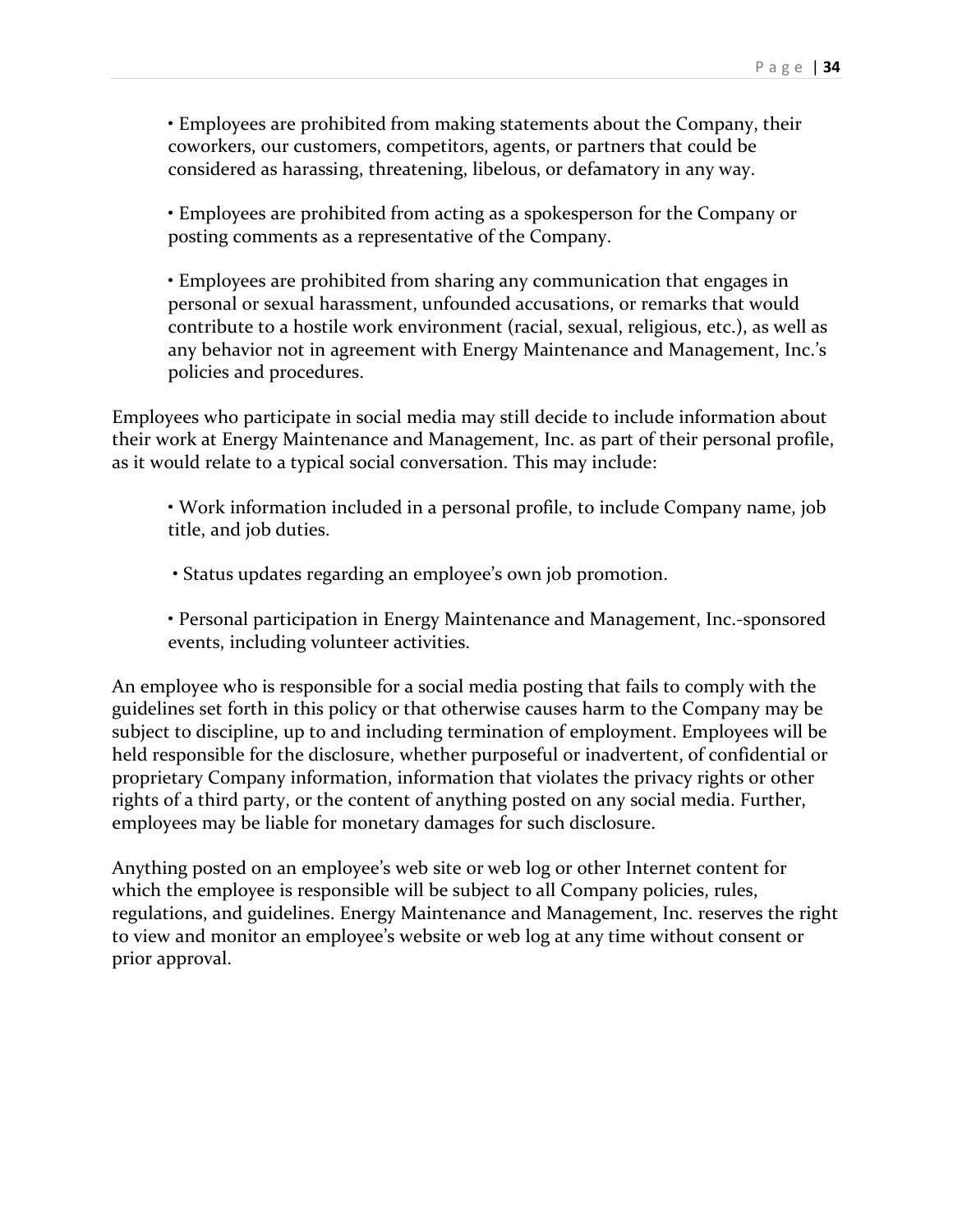- Employees are prohibited from making statements about the Company, their coworkers, our customers, competitors, agents, or partners that could be considered as harassing, threatening, libelous, or defamatory in any way.

- Employees are prohibited from acting as a spokesperson for the Company or posting comments as a representative of the Company.

- Employees are prohibited from sharing any communication that engages in personal or sexual harassment, unfounded accusations, or remarks that would contribute to a hostile work environment (racial, sexual, religious, etc.), as well as any behavior not in agreement with Energy Maintenance and Management, Inc.'s policies and procedures.

Employees who participate in social media may still decide to include information about their work at Energy Maintenance and Management, Inc. as part of their personal profile, as it would relate to a typical social conversation. This may include:

- Work information included in a personal profile, to include Company name, job title, and job duties.

- Status updates regarding an employee's own job promotion.

- Personal participation in Energy Maintenance and Management, Inc.-sponsored events, including volunteer activities.

An employee who is responsible for a social media posting that fails to comply with the guidelines set forth in this policy or that otherwise causes harm to the Company may be subject to discipline, up to and including termination of employment. Employees will be held responsible for the disclosure, whether purposeful or inadvertent, of confidential or proprietary Company information, information that violates the privacy rights or other rights of a third party, or the content of anything posted on any social media. Further, employees may be liable for monetary damages for such disclosure.

Anything posted on an employee's web site or web log or other Internet content for which the employee is responsible will be subject to all Company policies, rules, regulations, and guidelines. Energy Maintenance and Management, Inc. reserves the right to view and monitor an employee's website or web log at any time without consent or prior approval.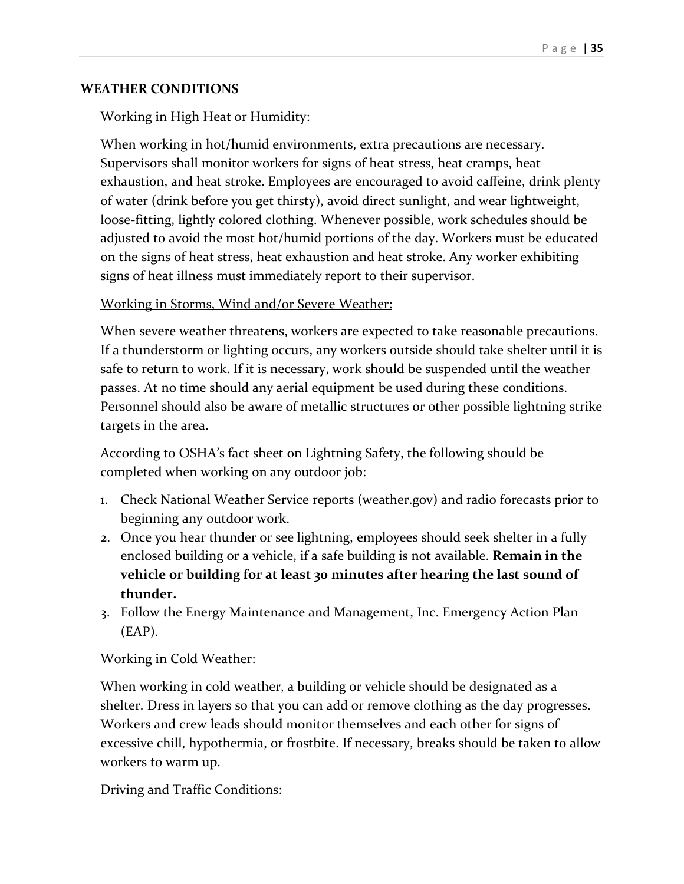## WEATHER CONDITIONS

Working in High Heat or Humidity:

When working in hot/humid environments, extra precautions are necessary. Supervisors shall monitor workers for signs of heat stress, heat cramps, heat exhaustion, and heat stroke. Employees are encouraged to avoid caffeine, drink plenty of water (drink before you get thirsty), avoid direct sunlight, and wear lightweight, loose-fitting, lightly colored clothing. Whenever possible, work schedules should be adjusted to avoid the most hot/humid portions of the day. Workers must be educated on the signs of heat stress, heat exhaustion and heat stroke. Any worker exhibiting signs of heat illness must immediately report to their supervisor.

Working in Storms, Wind and/or Severe Weather:

When severe weather threatens, workers are expected to take reasonable precautions. If a thunderstorm or lighting occurs, any workers outside should take shelter until it is safe to return to work. If it is necessary, work should be suspended until the weather passes. At no time should any aerial equipment be used during these conditions. Personnel should also be aware of metallic structures or other possible lightning strike targets in the area.

According to OSHA's fact sheet on Lightning Safety, the following should be completed when working on any outdoor job:

1. Check National Weather Service reports (weather.gov) and radio forecasts prior to beginning any outdoor work.
2. Once you hear thunder or see lightning, employees should seek shelter in a fully enclosed building or a vehicle, if a safe building is not available. **Remain in the vehicle or building for at least 30 minutes after hearing the last sound of thunder.**
3. Follow the Energy Maintenance and Management, Inc. Emergency Action Plan (EAP).

Working in Cold Weather:

When working in cold weather, a building or vehicle should be designated as a shelter. Dress in layers so that you can add or remove clothing as the day progresses. Workers and crew leads should monitor themselves and each other for signs of excessive chill, hypothermia, or frostbite. If necessary, breaks should be taken to allow workers to warm up.

Driving and Traffic Conditions: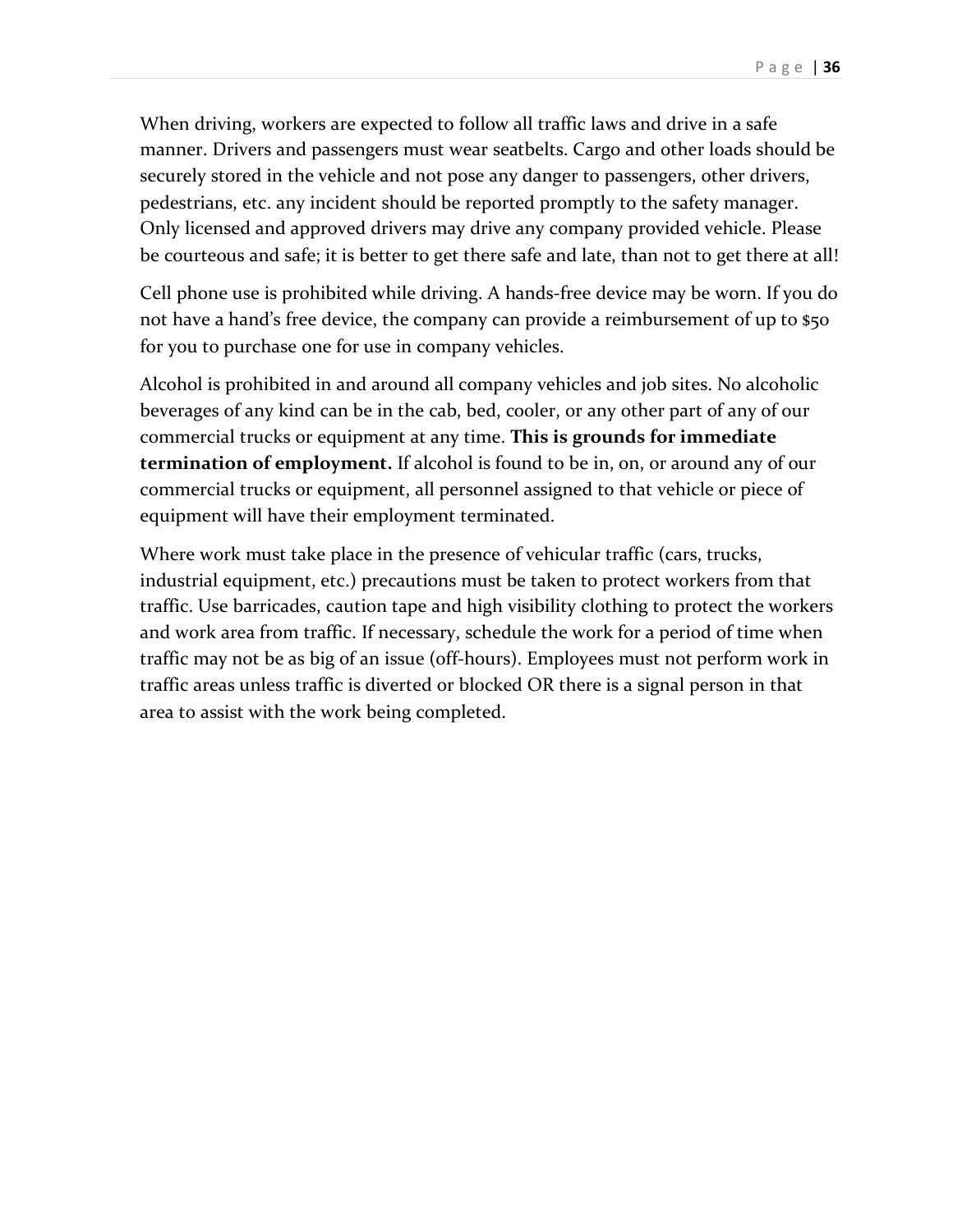When driving, workers are expected to follow all traffic laws and drive in a safe manner. Drivers and passengers must wear seatbelts. Cargo and other loads should be securely stored in the vehicle and not pose any danger to passengers, other drivers, pedestrians, etc. any incident should be reported promptly to the safety manager. Only licensed and approved drivers may drive any company provided vehicle. Please be courteous and safe; it is better to get there safe and late, than not to get there at all!

Cell phone use is prohibited while driving. A hands-free device may be worn. If you do not have a hand's free device, the company can provide a reimbursement of up to $50 for you to purchase one for use in company vehicles.

Alcohol is prohibited in and around all company vehicles and job sites. No alcoholic beverages of any kind can be in the cab, bed, cooler, or any other part of any of our commercial trucks or equipment at any time. **This is grounds for immediate termination of employment.** If alcohol is found to be in, on, or around any of our commercial trucks or equipment, all personnel assigned to that vehicle or piece of equipment will have their employment terminated.

Where work must take place in the presence of vehicular traffic (cars, trucks, industrial equipment, etc.) precautions must be taken to protect workers from that traffic. Use barricades, caution tape and high visibility clothing to protect the workers and work area from traffic. If necessary, schedule the work for a period of time when traffic may not be as big of an issue (off-hours). Employees must not perform work in traffic areas unless traffic is diverted or blocked OR there is a signal person in that area to assist with the work being completed.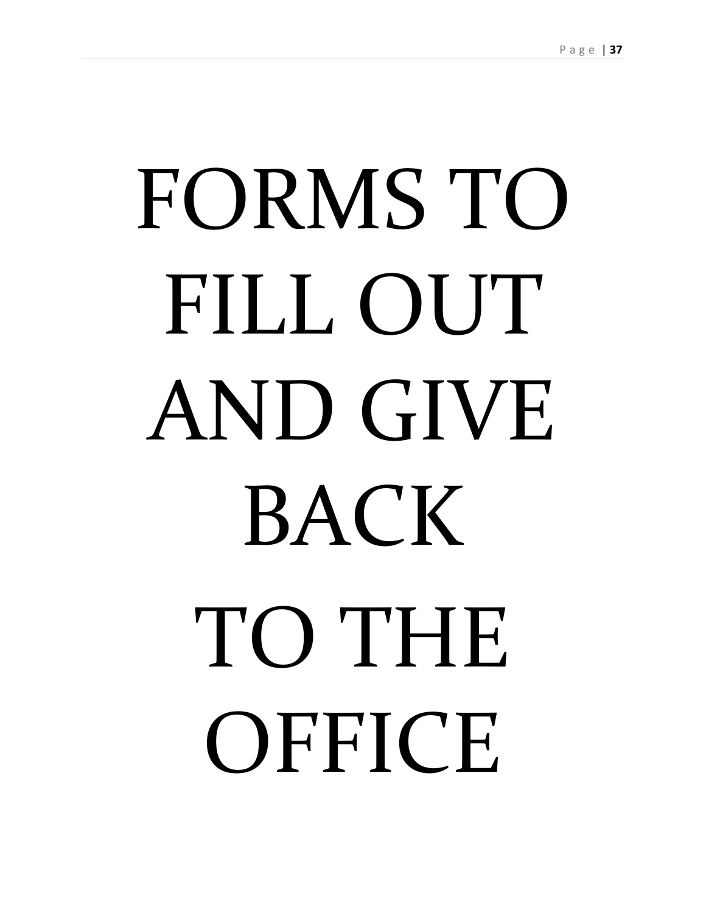# FORMS TO FILL OUT AND GIVE BACK TO THE OFFICE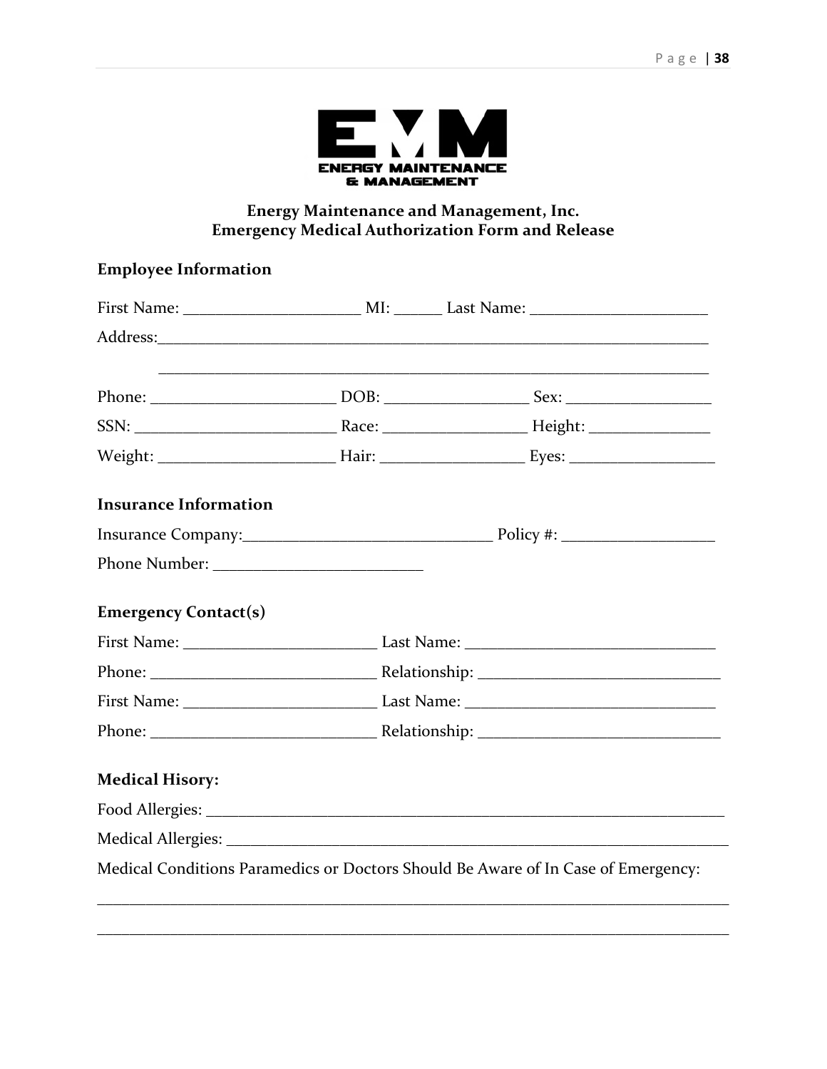**ENERGY MAINTENANCE & MANAGEMENT**

## Energy Maintenance and Management, Inc.
## Emergency Medical Authorization Form and Release

### Employee Information

First Name: ______________________ MI: ______ Last Name: ______________________

Address:_________________________________________________________________________

_________________________________________________________________________

Phone: _______________________ DOB: __________________ Sex: __________________

SSN: _________________________ Race: __________________ Height: ________________

Weight: ______________________ Hair: __________________ Eyes: __________________

### Insurance Information

Insurance Company:_______________________________ Policy #: ___________________

Phone Number: __________________________

### Emergency Contact(s)

First Name: ________________________ Last Name: _______________________________

Phone: ____________________________ Relationship: ______________________________

First Name: ________________________ Last Name: _______________________________

Phone: ____________________________ Relationship: ______________________________

### Medical Hisory:

Food Allergies: ___________________________________________________________________

Medical Allergies: ________________________________________________________________

Medical Conditions Paramedics or Doctors Should Be Aware of In Case of Emergency:

__________________________________________________________________________________

__________________________________________________________________________________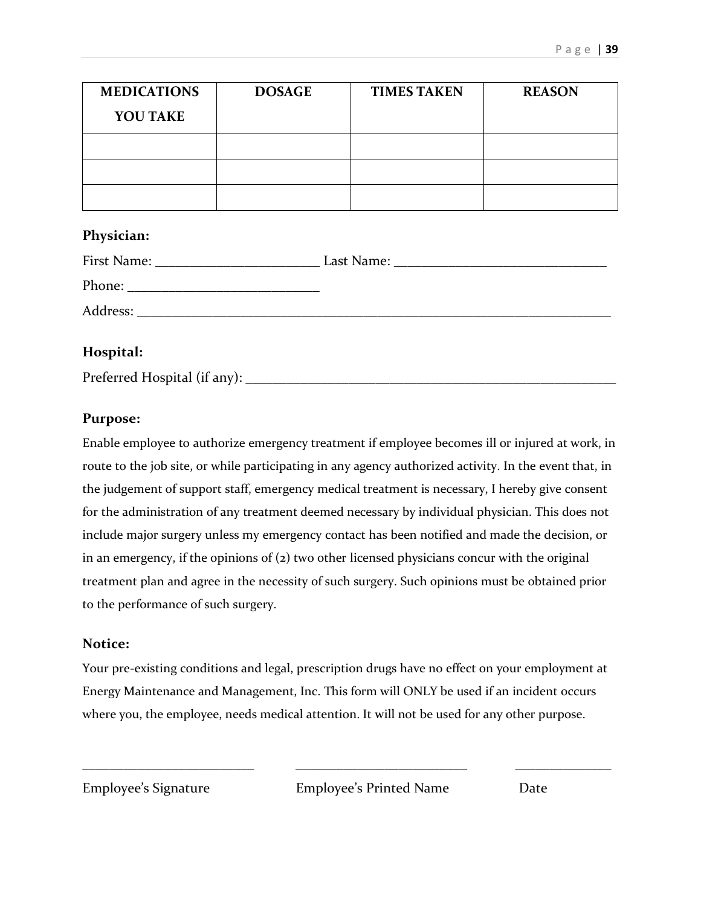| MEDICATIONS YOU TAKE | DOSAGE | TIMES TAKEN | REASON |
|---|---|---|---|
| | | | |
| | | | |
| | | | |

**Physician:**

First Name: ________________________ Last Name: _______________________________

Phone: ___________________________

Address: _____________________________________________________________________

**Hospital:**

Preferred Hospital (if any): _______________________________________________________

**Purpose:**

Enable employee to authorize emergency treatment if employee becomes ill or injured at work, in route to the job site, or while participating in any agency authorized activity. In the event that, in the judgement of support staff, emergency medical treatment is necessary, I hereby give consent for the administration of any treatment deemed necessary by individual physician. This does not include major surgery unless my emergency contact has been notified and made the decision, or in an emergency, if the opinions of (2) two other licensed physicians concur with the original treatment plan and agree in the necessity of such surgery. Such opinions must be obtained prior to the performance of such surgery.

**Notice:**

Your pre-existing conditions and legal, prescription drugs have no effect on your employment at Energy Maintenance and Management, Inc. This form will ONLY be used if an incident occurs where you, the employee, needs medical attention. It will not be used for any other purpose.

_________________________ _________________________ ______________

Employee's Signature Employee's Printed Name Date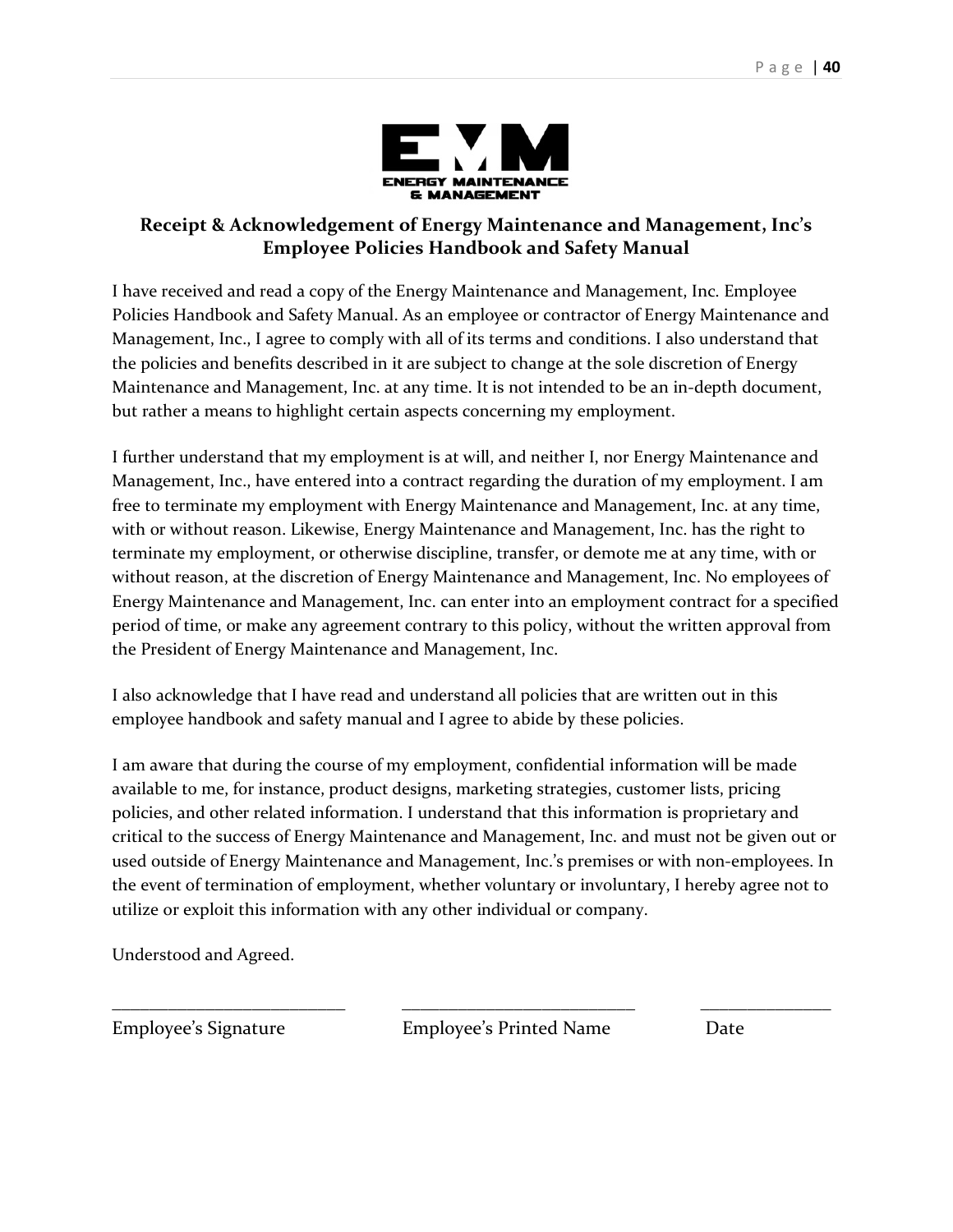## Receipt & Acknowledgement of Energy Maintenance and Management, Inc's Employee Policies Handbook and Safety Manual

I have received and read a copy of the Energy Maintenance and Management, Inc. Employee Policies Handbook and Safety Manual. As an employee or contractor of Energy Maintenance and Management, Inc., I agree to comply with all of its terms and conditions. I also understand that the policies and benefits described in it are subject to change at the sole discretion of Energy Maintenance and Management, Inc. at any time. It is not intended to be an in-depth document, but rather a means to highlight certain aspects concerning my employment.

I further understand that my employment is at will, and neither I, nor Energy Maintenance and Management, Inc., have entered into a contract regarding the duration of my employment. I am free to terminate my employment with Energy Maintenance and Management, Inc. at any time, with or without reason. Likewise, Energy Maintenance and Management, Inc. has the right to terminate my employment, or otherwise discipline, transfer, or demote me at any time, with or without reason, at the discretion of Energy Maintenance and Management, Inc. No employees of Energy Maintenance and Management, Inc. can enter into an employment contract for a specified period of time, or make any agreement contrary to this policy, without the written approval from the President of Energy Maintenance and Management, Inc.

I also acknowledge that I have read and understand all policies that are written out in this employee handbook and safety manual and I agree to abide by these policies.

I am aware that during the course of my employment, confidential information will be made available to me, for instance, product designs, marketing strategies, customer lists, pricing policies, and other related information. I understand that this information is proprietary and critical to the success of Energy Maintenance and Management, Inc. and must not be given out or used outside of Energy Maintenance and Management, Inc.'s premises or with non-employees. In the event of termination of employment, whether voluntary or involuntary, I hereby agree not to utilize or exploit this information with any other individual or company.

Understood and Agreed.

| ___________________________ | ___________________________ | _______________ |
|---|---|---|
| Employee's Signature | Employee's Printed Name | Date |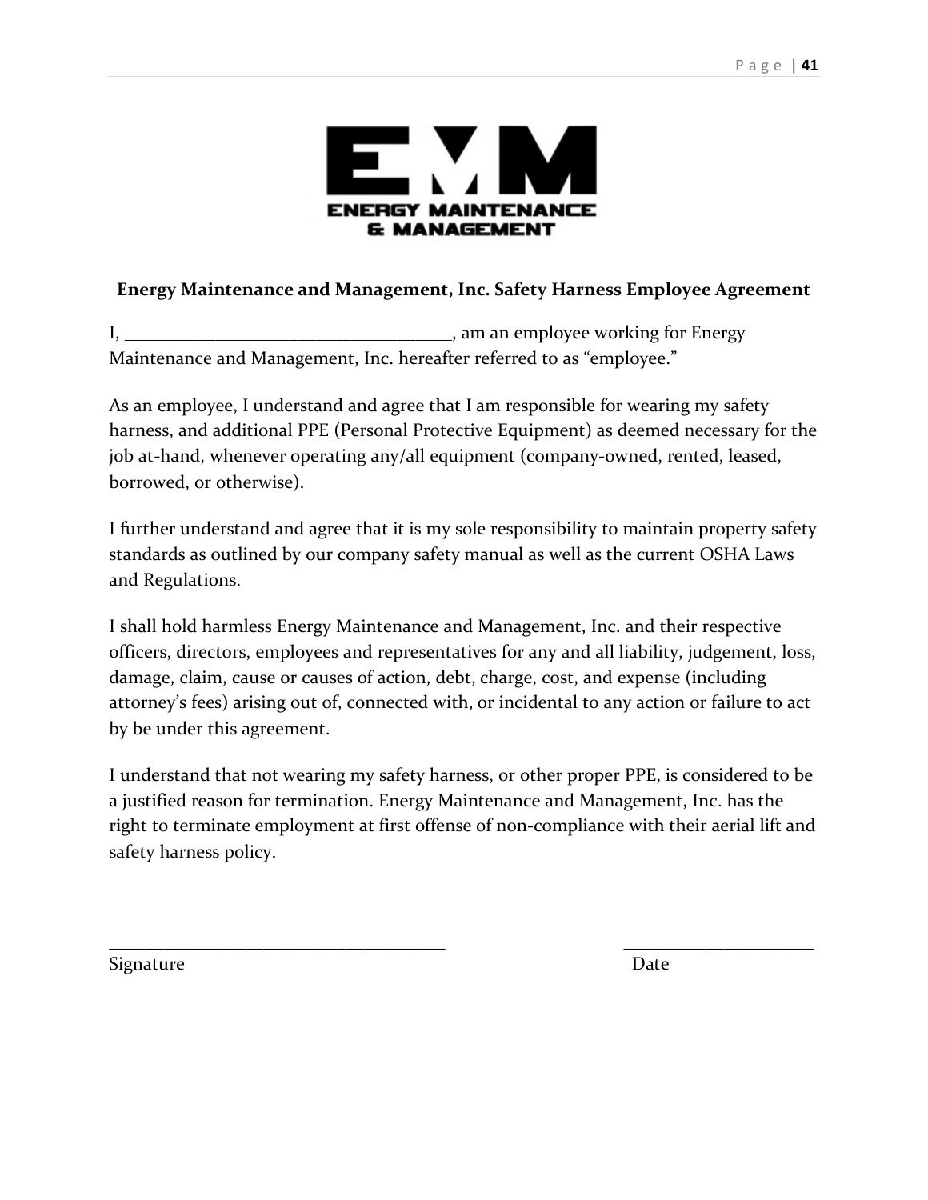**Energy Maintenance and Management, Inc. Safety Harness Employee Agreement**

I, ___________________________________, am an employee working for Energy Maintenance and Management, Inc. hereafter referred to as "employee."

As an employee, I understand and agree that I am responsible for wearing my safety harness, and additional PPE (Personal Protective Equipment) as deemed necessary for the job at-hand, whenever operating any/all equipment (company-owned, rented, leased, borrowed, or otherwise).

I further understand and agree that it is my sole responsibility to maintain property safety standards as outlined by our company safety manual as well as the current OSHA Laws and Regulations.

I shall hold harmless Energy Maintenance and Management, Inc. and their respective officers, directors, employees and representatives for any and all liability, judgement, loss, damage, claim, cause or causes of action, debt, charge, cost, and expense (including attorney's fees) arising out of, connected with, or incidental to any action or failure to act by be under this agreement.

I understand that not wearing my safety harness, or other proper PPE, is considered to be a justified reason for termination. Energy Maintenance and Management, Inc. has the right to terminate employment at first offense of non-compliance with their aerial lift and safety harness policy.

_____________________________________ &nbsp;&nbsp;&nbsp;&nbsp;&nbsp;&nbsp;&nbsp;&nbsp; _____________________

Signature &nbsp;&nbsp;&nbsp;&nbsp;&nbsp;&nbsp;&nbsp;&nbsp;&nbsp;&nbsp;&nbsp;&nbsp;&nbsp;&nbsp;&nbsp;&nbsp;&nbsp;&nbsp;&nbsp;&nbsp;&nbsp;&nbsp;&nbsp;&nbsp;&nbsp;&nbsp;&nbsp;&nbsp;&nbsp;&nbsp;&nbsp;&nbsp;&nbsp;&nbsp;&nbsp;&nbsp;&nbsp;&nbsp;&nbsp;&nbsp; Date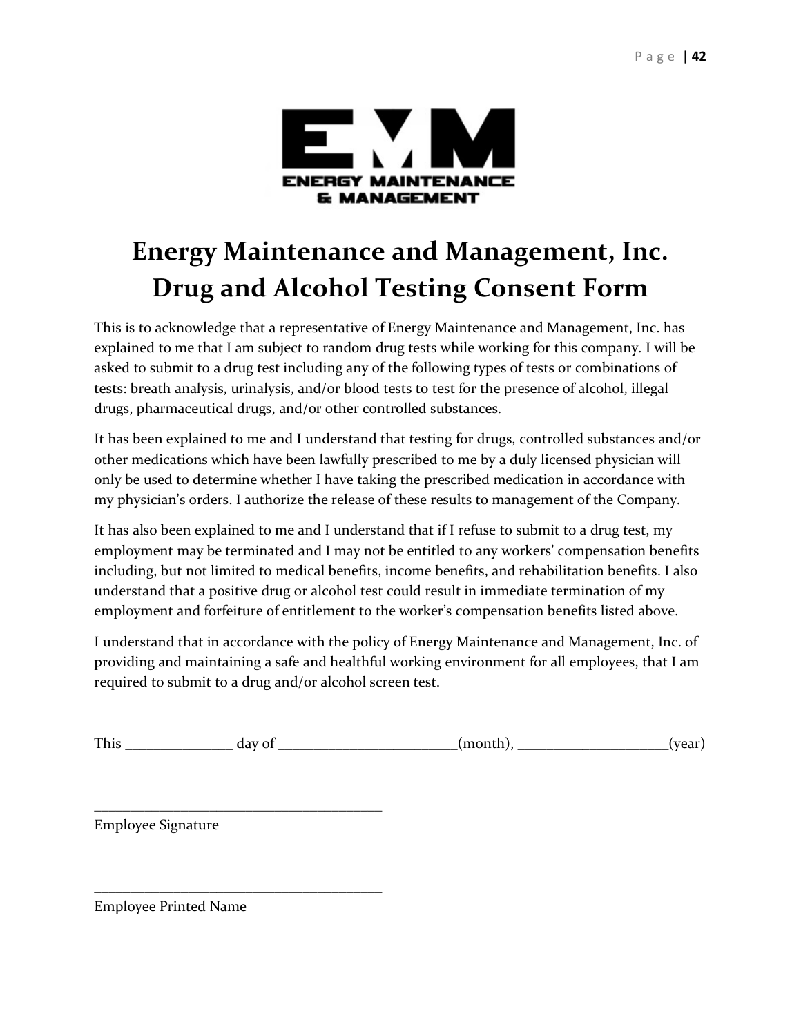# Energy Maintenance and Management, Inc.
# Drug and Alcohol Testing Consent Form

This is to acknowledge that a representative of Energy Maintenance and Management, Inc. has explained to me that I am subject to random drug tests while working for this company. I will be asked to submit to a drug test including any of the following types of tests or combinations of tests: breath analysis, urinalysis, and/or blood tests to test for the presence of alcohol, illegal drugs, pharmaceutical drugs, and/or other controlled substances.

It has been explained to me and I understand that testing for drugs, controlled substances and/or other medications which have been lawfully prescribed to me by a duly licensed physician will only be used to determine whether I have taking the prescribed medication in accordance with my physician's orders. I authorize the release of these results to management of the Company.

It has also been explained to me and I understand that if I refuse to submit to a drug test, my employment may be terminated and I may not be entitled to any workers' compensation benefits including, but not limited to medical benefits, income benefits, and rehabilitation benefits. I also understand that a positive drug or alcohol test could result in immediate termination of my employment and forfeiture of entitlement to the worker's compensation benefits listed above.

I understand that in accordance with the policy of Energy Maintenance and Management, Inc. of providing and maintaining a safe and healthful working environment for all employees, that I am required to submit to a drug and/or alcohol screen test.

This ______________ day of ________________________(month), ____________________(year)

________________________________________
Employee Signature

________________________________________
Employee Printed Name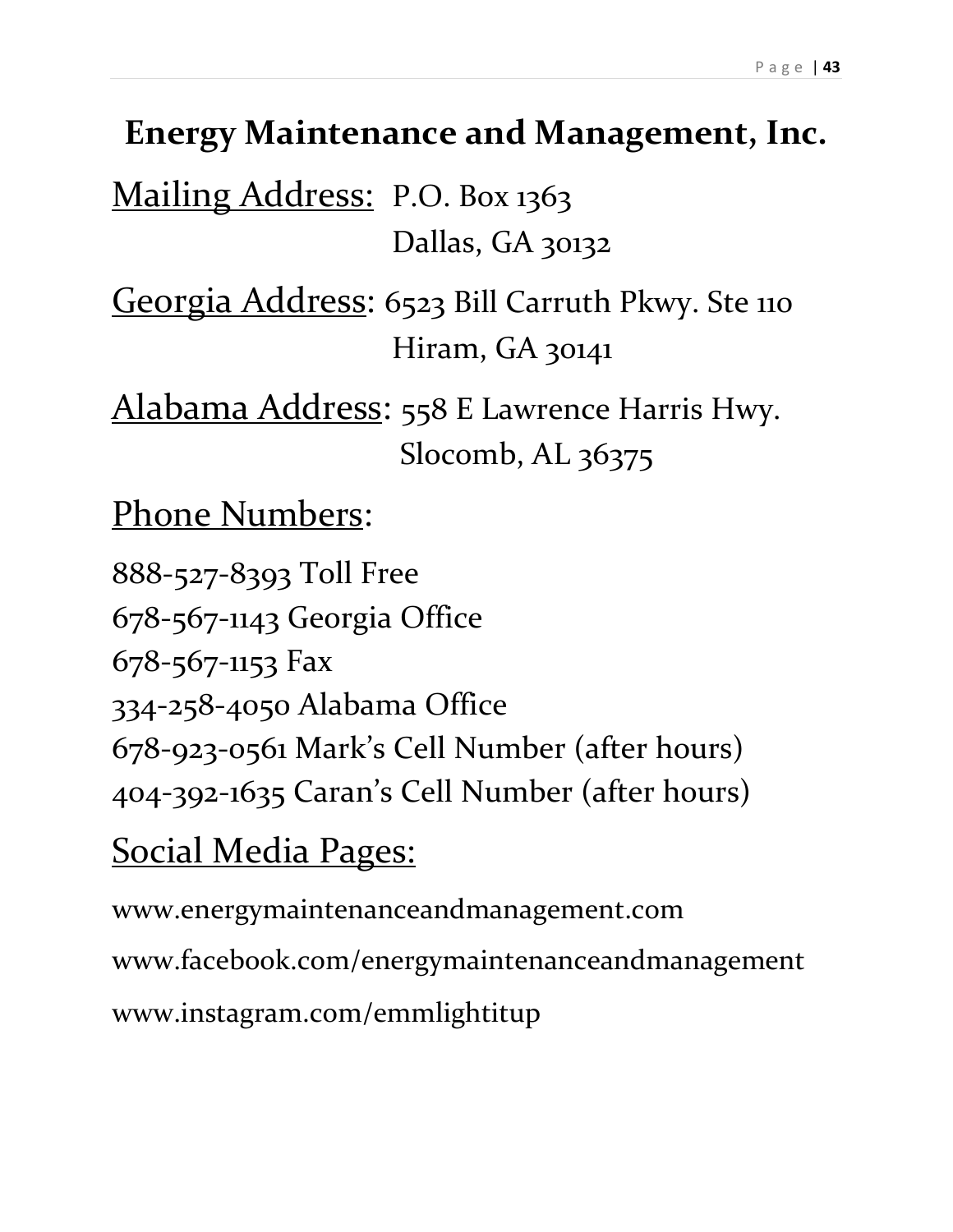# Energy Maintenance and Management, Inc.

Mailing Address: P.O. Box 1363
Dallas, GA 30132

Georgia Address: 6523 Bill Carruth Pkwy. Ste 110
Hiram, GA 30141

Alabama Address: 558 E Lawrence Harris Hwy.
Slocomb, AL 36375

## Phone Numbers:

888-527-8393 Toll Free
678-567-1143 Georgia Office
678-567-1153 Fax
334-258-4050 Alabama Office
678-923-0561 Mark's Cell Number (after hours)
404-392-1635 Caran's Cell Number (after hours)

## Social Media Pages:

www.energymaintenanceandmanagement.com

www.facebook.com/energymaintenanceandmanagement

www.instagram.com/emmlightitup